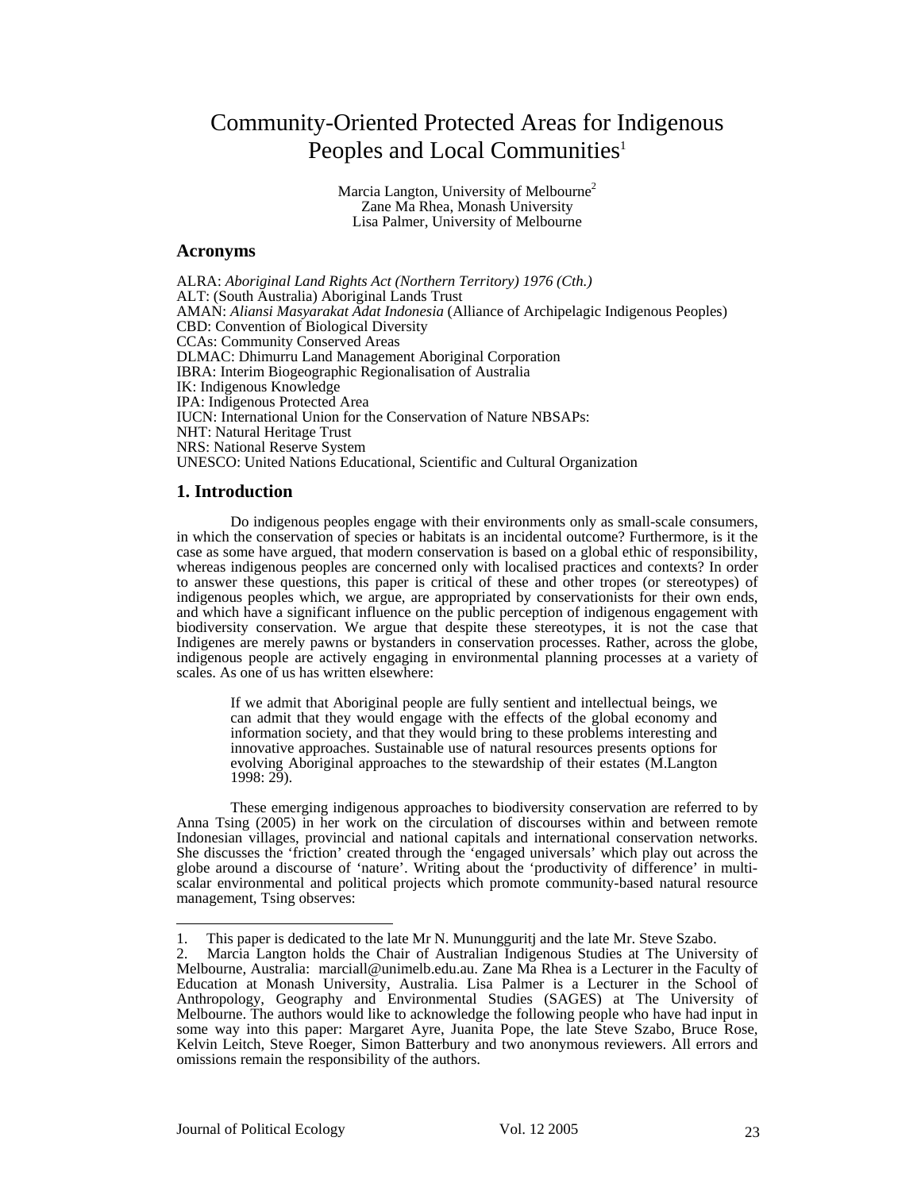# Community-Oriented Protected Areas for Indigenous Peoples and Local Communities[1]

Marcia Langton, University of Melbourne[2]
Zane Ma Rhea, Monash University
Lisa Palmer, University of Melbourne

## Acronyms

ALRA: *Aboriginal Land Rights Act (Northern Territory) 1976 (Cth.)*
ALT: (South Australia) Aboriginal Lands Trust
AMAN: *Aliansi Masyarakat Adat Indonesia* (Alliance of Archipelagic Indigenous Peoples)
CBD: Convention of Biological Diversity
CCAs: Community Conserved Areas
DLMAC: Dhimurru Land Management Aboriginal Corporation
IBRA: Interim Biogeographic Regionalisation of Australia
IK: Indigenous Knowledge
IPA: Indigenous Protected Area
IUCN: International Union for the Conservation of Nature NBSAPs:
NHT: Natural Heritage Trust
NRS: National Reserve System
UNESCO: United Nations Educational, Scientific and Cultural Organization

## 1. Introduction

Do indigenous peoples engage with their environments only as small-scale consumers, in which the conservation of species or habitats is an incidental outcome? Furthermore, is it the case as some have argued, that modern conservation is based on a global ethic of responsibility, whereas indigenous peoples are concerned only with localised practices and contexts? In order to answer these questions, this paper is critical of these and other tropes (or stereotypes) of indigenous peoples which, we argue, are appropriated by conservationists for their own ends, and which have a significant influence on the public perception of indigenous engagement with biodiversity conservation. We argue that despite these stereotypes, it is not the case that Indigenes are merely pawns or bystanders in conservation processes. Rather, across the globe, indigenous people are actively engaging in environmental planning processes at a variety of scales. As one of us has written elsewhere:

> If we admit that Aboriginal people are fully sentient and intellectual beings, we can admit that they would engage with the effects of the global economy and information society, and that they would bring to these problems interesting and innovative approaches. Sustainable use of natural resources presents options for evolving Aboriginal approaches to the stewardship of their estates (M.Langton 1998: 29).

These emerging indigenous approaches to biodiversity conservation are referred to by Anna Tsing (2005) in her work on the circulation of discourses within and between remote Indonesian villages, provincial and national capitals and international conservation networks. She discusses the 'friction' created through the 'engaged universals' which play out across the globe around a discourse of 'nature'. Writing about the 'productivity of difference' in multi-scalar environmental and political projects which promote community-based natural resource management, Tsing observes:

---

1. This paper is dedicated to the late Mr N. Munungguritj and the late Mr. Steve Szabo.
2. Marcia Langton holds the Chair of Australian Indigenous Studies at The University of Melbourne, Australia: marciall@unimelb.edu.au. Zane Ma Rhea is a Lecturer in the Faculty of Education at Monash University, Australia. Lisa Palmer is a Lecturer in the School of Anthropology, Geography and Environmental Studies (SAGES) at The University of Melbourne. The authors would like to acknowledge the following people who have had input in some way into this paper: Margaret Ayre, Juanita Pope, the late Steve Szabo, Bruce Rose, Kelvin Leitch, Steve Roeger, Simon Batterbury and two anonymous reviewers. All errors and omissions remain the responsibility of the authors.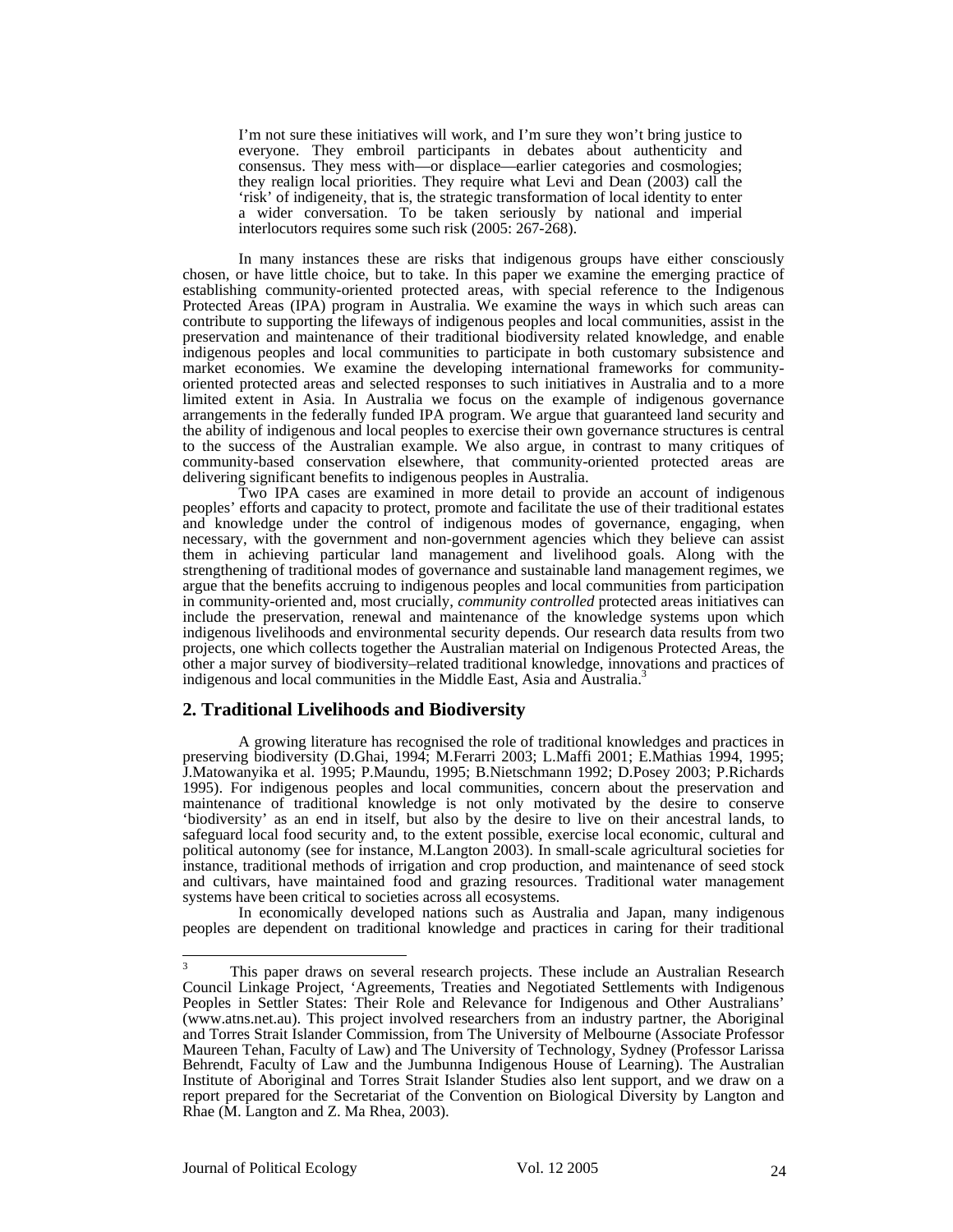> I'm not sure these initiatives will work, and I'm sure they won't bring justice to everyone. They embroil participants in debates about authenticity and consensus. They mess with—or displace—earlier categories and cosmologies; they realign local priorities. They require what Levi and Dean (2003) call the 'risk' of indigeneity, that is, the strategic transformation of local identity to enter a wider conversation. To be taken seriously by national and imperial interlocutors requires some such risk (2005: 267-268).

In many instances these are risks that indigenous groups have either consciously chosen, or have little choice, but to take. In this paper we examine the emerging practice of establishing community-oriented protected areas, with special reference to the Indigenous Protected Areas (IPA) program in Australia. We examine the ways in which such areas can contribute to supporting the lifeways of indigenous peoples and local communities, assist in the preservation and maintenance of their traditional biodiversity related knowledge, and enable indigenous peoples and local communities to participate in both customary subsistence and market economies. We examine the developing international frameworks for community-oriented protected areas and selected responses to such initiatives in Australia and to a more limited extent in Asia. In Australia we focus on the example of indigenous governance arrangements in the federally funded IPA program. We argue that guaranteed land security and the ability of indigenous and local peoples to exercise their own governance structures is central to the success of the Australian example. We also argue, in contrast to many critiques of community-based conservation elsewhere, that community-oriented protected areas are delivering significant benefits to indigenous peoples in Australia.

Two IPA cases are examined in more detail to provide an account of indigenous peoples' efforts and capacity to protect, promote and facilitate the use of their traditional estates and knowledge under the control of indigenous modes of governance, engaging, when necessary, with the government and non-government agencies which they believe can assist them in achieving particular land management and livelihood goals. Along with the strengthening of traditional modes of governance and sustainable land management regimes, we argue that the benefits accruing to indigenous peoples and local communities from participation in community-oriented and, most crucially, *community controlled* protected areas initiatives can include the preservation, renewal and maintenance of the knowledge systems upon which indigenous livelihoods and environmental security depends. Our research data results from two projects, one which collects together the Australian material on Indigenous Protected Areas, the other a major survey of biodiversity–related traditional knowledge, innovations and practices of indigenous and local communities in the Middle East, Asia and Australia.[3]

## 2. Traditional Livelihoods and Biodiversity

A growing literature has recognised the role of traditional knowledges and practices in preserving biodiversity (D.Ghai, 1994; M.Ferarri 2003; L.Maffi 2001; E.Mathias 1994, 1995; J.Matowanyika et al. 1995; P.Maundu, 1995; B.Nietschmann 1992; D.Posey 2003; P.Richards 1995). For indigenous peoples and local communities, concern about the preservation and maintenance of traditional knowledge is not only motivated by the desire to conserve 'biodiversity' as an end in itself, but also by the desire to live on their ancestral lands, to safeguard local food security and, to the extent possible, exercise local economic, cultural and political autonomy (see for instance, M.Langton 2003). In small-scale agricultural societies for instance, traditional methods of irrigation and crop production, and maintenance of seed stock and cultivars, have maintained food and grazing resources. Traditional water management systems have been critical to societies across all ecosystems.

In economically developed nations such as Australia and Japan, many indigenous peoples are dependent on traditional knowledge and practices in caring for their traditional

---

[3] This paper draws on several research projects. These include an Australian Research Council Linkage Project, 'Agreements, Treaties and Negotiated Settlements with Indigenous Peoples in Settler States: Their Role and Relevance for Indigenous and Other Australians' (www.atns.net.au). This project involved researchers from an industry partner, the Aboriginal and Torres Strait Islander Commission, from The University of Melbourne (Associate Professor Maureen Tehan, Faculty of Law) and The University of Technology, Sydney (Professor Larissa Behrendt, Faculty of Law and the Jumbunna Indigenous House of Learning). The Australian Institute of Aboriginal and Torres Strait Islander Studies also lent support, and we draw on a report prepared for the Secretariat of the Convention on Biological Diversity by Langton and Rhae (M. Langton and Z. Ma Rhea, 2003).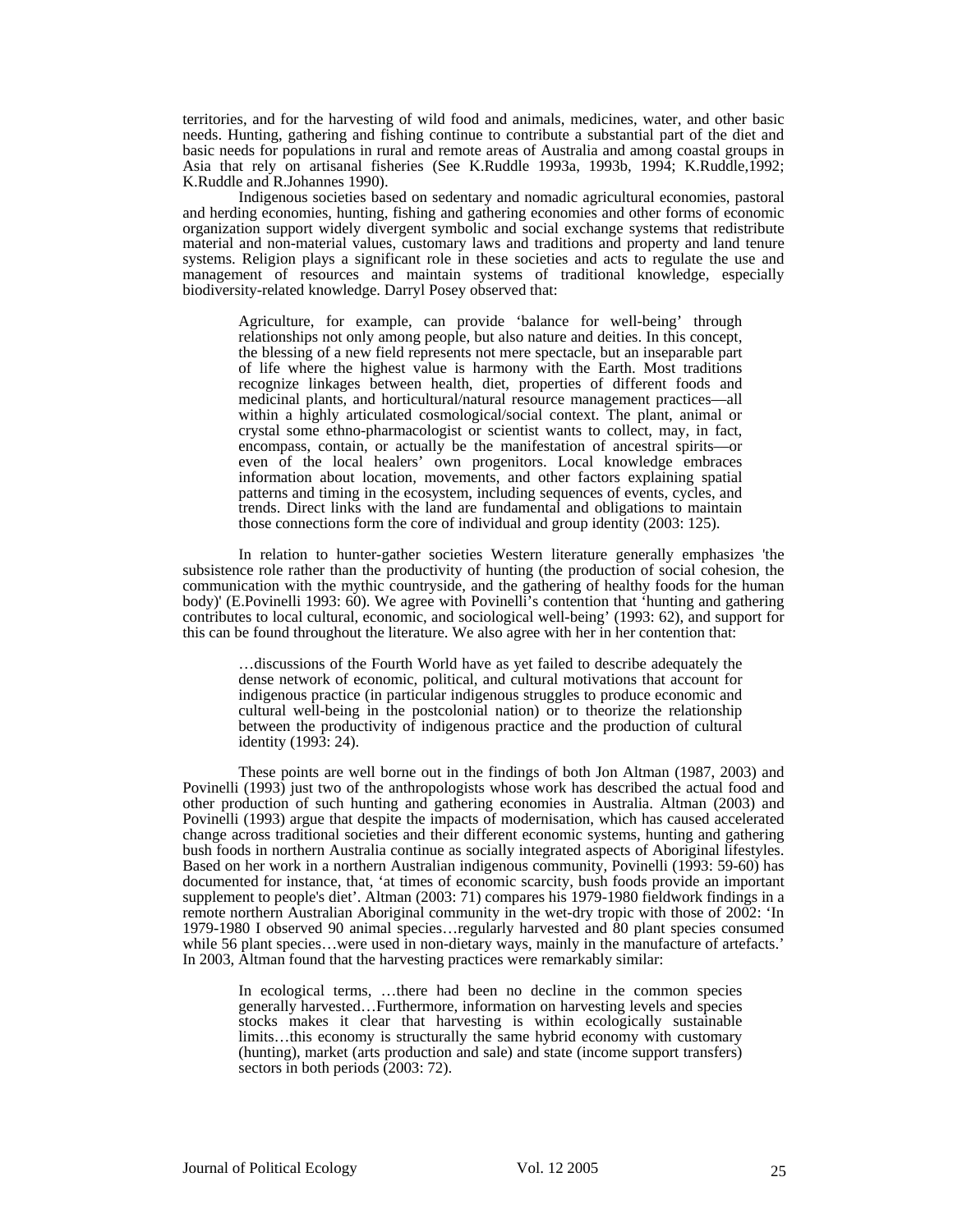territories, and for the harvesting of wild food and animals, medicines, water, and other basic needs. Hunting, gathering and fishing continue to contribute a substantial part of the diet and basic needs for populations in rural and remote areas of Australia and among coastal groups in Asia that rely on artisanal fisheries (See K.Ruddle 1993a, 1993b, 1994; K.Ruddle,1992; K.Ruddle and R.Johannes 1990).

Indigenous societies based on sedentary and nomadic agricultural economies, pastoral and herding economies, hunting, fishing and gathering economies and other forms of economic organization support widely divergent symbolic and social exchange systems that redistribute material and non-material values, customary laws and traditions and property and land tenure systems. Religion plays a significant role in these societies and acts to regulate the use and management of resources and maintain systems of traditional knowledge, especially biodiversity-related knowledge. Darryl Posey observed that:

> Agriculture, for example, can provide 'balance for well-being' through relationships not only among people, but also nature and deities. In this concept, the blessing of a new field represents not mere spectacle, but an inseparable part of life where the highest value is harmony with the Earth. Most traditions recognize linkages between health, diet, properties of different foods and medicinal plants, and horticultural/natural resource management practices—all within a highly articulated cosmological/social context. The plant, animal or crystal some ethno-pharmacologist or scientist wants to collect, may, in fact, encompass, contain, or actually be the manifestation of ancestral spirits—or even of the local healers' own progenitors. Local knowledge embraces information about location, movements, and other factors explaining spatial patterns and timing in the ecosystem, including sequences of events, cycles, and trends. Direct links with the land are fundamental and obligations to maintain those connections form the core of individual and group identity (2003: 125).

In relation to hunter-gather societies Western literature generally emphasizes 'the subsistence role rather than the productivity of hunting (the production of social cohesion, the communication with the mythic countryside, and the gathering of healthy foods for the human body)' (E.Povinelli 1993: 60). We agree with Povinelli's contention that 'hunting and gathering contributes to local cultural, economic, and sociological well-being' (1993: 62), and support for this can be found throughout the literature. We also agree with her in her contention that:

> …discussions of the Fourth World have as yet failed to describe adequately the dense network of economic, political, and cultural motivations that account for indigenous practice (in particular indigenous struggles to produce economic and cultural well-being in the postcolonial nation) or to theorize the relationship between the productivity of indigenous practice and the production of cultural identity (1993: 24).

These points are well borne out in the findings of both Jon Altman (1987, 2003) and Povinelli (1993) just two of the anthropologists whose work has described the actual food and other production of such hunting and gathering economies in Australia. Altman (2003) and Povinelli (1993) argue that despite the impacts of modernisation, which has caused accelerated change across traditional societies and their different economic systems, hunting and gathering bush foods in northern Australia continue as socially integrated aspects of Aboriginal lifestyles. Based on her work in a northern Australian indigenous community, Povinelli (1993: 59-60) has documented for instance, that, 'at times of economic scarcity, bush foods provide an important supplement to people's diet'. Altman (2003: 71) compares his 1979-1980 fieldwork findings in a remote northern Australian Aboriginal community in the wet-dry tropic with those of 2002: 'In 1979-1980 I observed 90 animal species…regularly harvested and 80 plant species consumed while 56 plant species…were used in non-dietary ways, mainly in the manufacture of artefacts.' In 2003, Altman found that the harvesting practices were remarkably similar:

> In ecological terms, …there had been no decline in the common species generally harvested…Furthermore, information on harvesting levels and species stocks makes it clear that harvesting is within ecologically sustainable limits…this economy is structurally the same hybrid economy with customary (hunting), market (arts production and sale) and state (income support transfers) sectors in both periods (2003: 72).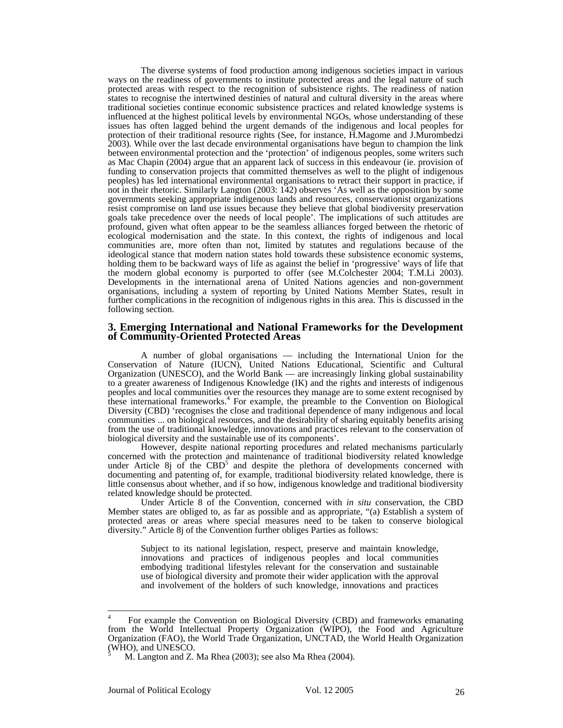The diverse systems of food production among indigenous societies impact in various ways on the readiness of governments to institute protected areas and the legal nature of such protected areas with respect to the recognition of subsistence rights. The readiness of nation states to recognise the intertwined destinies of natural and cultural diversity in the areas where traditional societies continue economic subsistence practices and related knowledge systems is influenced at the highest political levels by environmental NGOs, whose understanding of these issues has often lagged behind the urgent demands of the indigenous and local peoples for protection of their traditional resource rights (See, for instance, H.Magome and J.Murombedzi 2003). While over the last decade environmental organisations have begun to champion the link between environmental protection and the 'protection' of indigenous peoples, some writers such as Mac Chapin (2004) argue that an apparent lack of success in this endeavour (ie. provision of funding to conservation projects that committed themselves as well to the plight of indigenous peoples) has led international environmental organisations to retract their support in practice, if not in their rhetoric. Similarly Langton (2003: 142) observes 'As well as the opposition by some governments seeking appropriate indigenous lands and resources, conservationist organizations resist compromise on land use issues because they believe that global biodiversity preservation goals take precedence over the needs of local people'. The implications of such attitudes are profound, given what often appear to be the seamless alliances forged between the rhetoric of ecological modernisation and the state. In this context, the rights of indigenous and local communities are, more often than not, limited by statutes and regulations because of the ideological stance that modern nation states hold towards these subsistence economic systems, holding them to be backward ways of life as against the belief in 'progressive' ways of life that the modern global economy is purported to offer (see M.Colchester 2004; T.M.Li 2003). Developments in the international arena of United Nations agencies and non-government organisations, including a system of reporting by United Nations Member States, result in further complications in the recognition of indigenous rights in this area. This is discussed in the following section.

## 3. Emerging International and National Frameworks for the Development of Community-Oriented Protected Areas

A number of global organisations — including the International Union for the Conservation of Nature (IUCN), United Nations Educational, Scientific and Cultural Organization (UNESCO), and the World Bank — are increasingly linking global sustainability to a greater awareness of Indigenous Knowledge (IK) and the rights and interests of indigenous peoples and local communities over the resources they manage are to some extent recognised by these international frameworks.[4] For example, the preamble to the Convention on Biological Diversity (CBD) 'recognises the close and traditional dependence of many indigenous and local communities ... on biological resources, and the desirability of sharing equitably benefits arising from the use of traditional knowledge, innovations and practices relevant to the conservation of biological diversity and the sustainable use of its components'.

However, despite national reporting procedures and related mechanisms particularly concerned with the protection and maintenance of traditional biodiversity related knowledge under Article 8j of the CBD[5] and despite the plethora of developments concerned with documenting and patenting of, for example, traditional biodiversity related knowledge, there is little consensus about whether, and if so how, indigenous knowledge and traditional biodiversity related knowledge should be protected.

Under Article 8 of the Convention, concerned with *in situ* conservation, the CBD Member states are obliged to, as far as possible and as appropriate, "(a) Establish a system of protected areas or areas where special measures need to be taken to conserve biological diversity." Article 8j of the Convention further obliges Parties as follows:

> Subject to its national legislation, respect, preserve and maintain knowledge, innovations and practices of indigenous peoples and local communities embodying traditional lifestyles relevant for the conservation and sustainable use of biological diversity and promote their wider application with the approval and involvement of the holders of such knowledge, innovations and practices

---

[4] For example the Convention on Biological Diversity (CBD) and frameworks emanating from the World Intellectual Property Organization (WIPO), the Food and Agriculture Organization (FAO), the World Trade Organization, UNCTAD, the World Health Organization (WHO), and UNESCO.

[5] M. Langton and Z. Ma Rhea (2003); see also Ma Rhea (2004).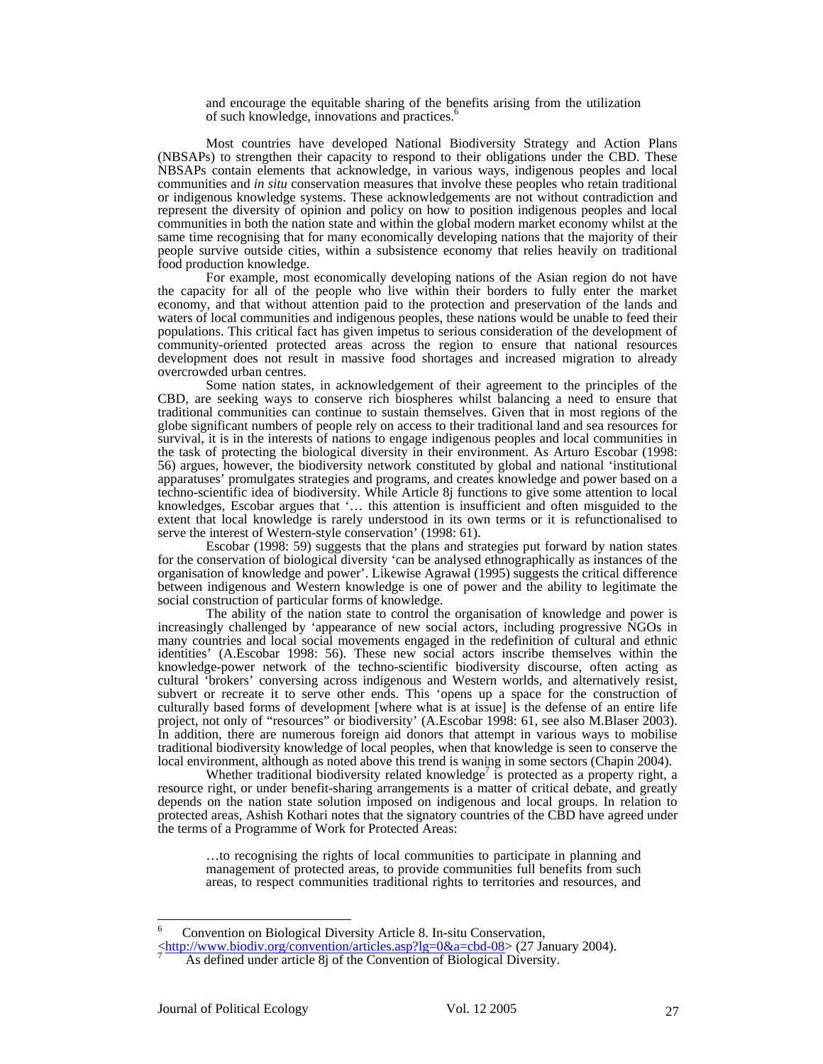> and encourage the equitable sharing of the benefits arising from the utilization of such knowledge, innovations and practices.[6]

Most countries have developed National Biodiversity Strategy and Action Plans (NBSAPs) to strengthen their capacity to respond to their obligations under the CBD. These NBSAPs contain elements that acknowledge, in various ways, indigenous peoples and local communities and *in situ* conservation measures that involve these peoples who retain traditional or indigenous knowledge systems. These acknowledgements are not without contradiction and represent the diversity of opinion and policy on how to position indigenous peoples and local communities in both the nation state and within the global modern market economy whilst at the same time recognising that for many economically developing nations that the majority of their people survive outside cities, within a subsistence economy that relies heavily on traditional food production knowledge.

For example, most economically developing nations of the Asian region do not have the capacity for all of the people who live within their borders to fully enter the market economy, and that without attention paid to the protection and preservation of the lands and waters of local communities and indigenous peoples, these nations would be unable to feed their populations. This critical fact has given impetus to serious consideration of the development of community-oriented protected areas across the region to ensure that national resources development does not result in massive food shortages and increased migration to already overcrowded urban centres.

Some nation states, in acknowledgement of their agreement to the principles of the CBD, are seeking ways to conserve rich biospheres whilst balancing a need to ensure that traditional communities can continue to sustain themselves. Given that in most regions of the globe significant numbers of people rely on access to their traditional land and sea resources for survival, it is in the interests of nations to engage indigenous peoples and local communities in the task of protecting the biological diversity in their environment. As Arturo Escobar (1998: 56) argues, however, the biodiversity network constituted by global and national 'institutional apparatuses' promulgates strategies and programs, and creates knowledge and power based on a techno-scientific idea of biodiversity. While Article 8j functions to give some attention to local knowledges, Escobar argues that '… this attention is insufficient and often misguided to the extent that local knowledge is rarely understood in its own terms or it is refunctionalised to serve the interest of Western-style conservation' (1998: 61).

Escobar (1998: 59) suggests that the plans and strategies put forward by nation states for the conservation of biological diversity 'can be analysed ethnographically as instances of the organisation of knowledge and power'. Likewise Agrawal (1995) suggests the critical difference between indigenous and Western knowledge is one of power and the ability to legitimate the social construction of particular forms of knowledge.

The ability of the nation state to control the organisation of knowledge and power is increasingly challenged by 'appearance of new social actors, including progressive NGOs in many countries and local social movements engaged in the redefinition of cultural and ethnic identities' (A.Escobar 1998: 56). These new social actors inscribe themselves within the knowledge-power network of the techno-scientific biodiversity discourse, often acting as cultural 'brokers' conversing across indigenous and Western worlds, and alternatively resist, subvert or recreate it to serve other ends. This 'opens up a space for the construction of culturally based forms of development [where what is at issue] is the defense of an entire life project, not only of "resources" or biodiversity' (A.Escobar 1998: 61, see also M.Blaser 2003). In addition, there are numerous foreign aid donors that attempt in various ways to mobilise traditional biodiversity knowledge of local peoples, when that knowledge is seen to conserve the local environment, although as noted above this trend is waning in some sectors (Chapin 2004).

Whether traditional biodiversity related knowledge[7] is protected as a property right, a resource right, or under benefit-sharing arrangements is a matter of critical debate, and greatly depends on the nation state solution imposed on indigenous and local groups. In relation to protected areas, Ashish Kothari notes that the signatory countries of the CBD have agreed under the terms of a Programme of Work for Protected Areas:

> …to recognising the rights of local communities to participate in planning and management of protected areas, to provide communities full benefits from such areas, to respect communities traditional rights to territories and resources, and

---

[6] Convention on Biological Diversity Article 8. In-situ Conservation, <http://www.biodiv.org/convention/articles.asp?lg=0&a=cbd-08> (27 January 2004).

[7] As defined under article 8j of the Convention of Biological Diversity.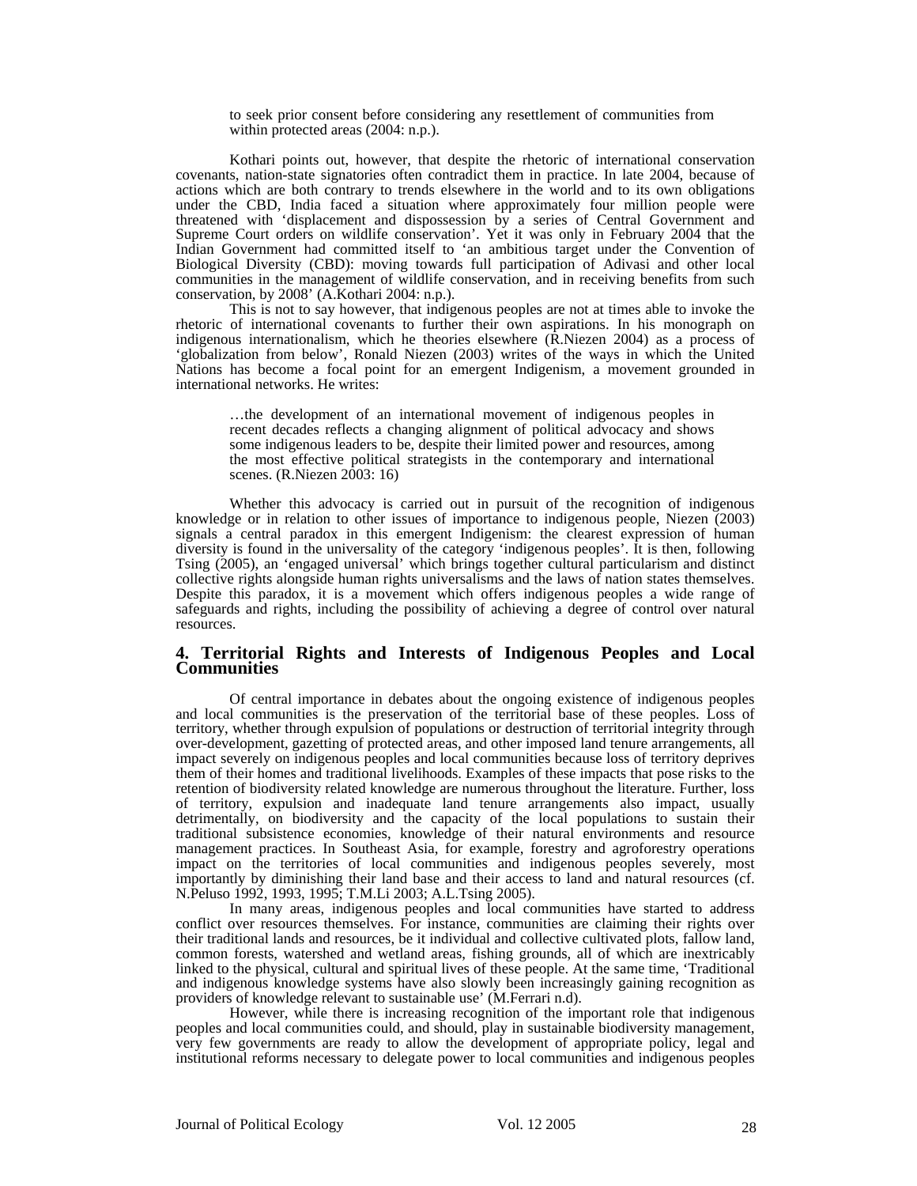> to seek prior consent before considering any resettlement of communities from within protected areas (2004: n.p.).

Kothari points out, however, that despite the rhetoric of international conservation covenants, nation-state signatories often contradict them in practice. In late 2004, because of actions which are both contrary to trends elsewhere in the world and to its own obligations under the CBD, India faced a situation where approximately four million people were threatened with 'displacement and dispossession by a series of Central Government and Supreme Court orders on wildlife conservation'. Yet it was only in February 2004 that the Indian Government had committed itself to 'an ambitious target under the Convention of Biological Diversity (CBD): moving towards full participation of Adivasi and other local communities in the management of wildlife conservation, and in receiving benefits from such conservation, by 2008' (A.Kothari 2004: n.p.).

This is not to say however, that indigenous peoples are not at times able to invoke the rhetoric of international covenants to further their own aspirations. In his monograph on indigenous internationalism, which he theories elsewhere (R.Niezen 2004) as a process of 'globalization from below', Ronald Niezen (2003) writes of the ways in which the United Nations has become a focal point for an emergent Indigenism, a movement grounded in international networks. He writes:

> …the development of an international movement of indigenous peoples in recent decades reflects a changing alignment of political advocacy and shows some indigenous leaders to be, despite their limited power and resources, among the most effective political strategists in the contemporary and international scenes. (R.Niezen 2003: 16)

Whether this advocacy is carried out in pursuit of the recognition of indigenous knowledge or in relation to other issues of importance to indigenous people, Niezen (2003) signals a central paradox in this emergent Indigenism: the clearest expression of human diversity is found in the universality of the category 'indigenous peoples'. It is then, following Tsing (2005), an 'engaged universal' which brings together cultural particularism and distinct collective rights alongside human rights universalisms and the laws of nation states themselves. Despite this paradox, it is a movement which offers indigenous peoples a wide range of safeguards and rights, including the possibility of achieving a degree of control over natural resources.

## 4. Territorial Rights and Interests of Indigenous Peoples and Local Communities

Of central importance in debates about the ongoing existence of indigenous peoples and local communities is the preservation of the territorial base of these peoples. Loss of territory, whether through expulsion of populations or destruction of territorial integrity through over-development, gazetting of protected areas, and other imposed land tenure arrangements, all impact severely on indigenous peoples and local communities because loss of territory deprives them of their homes and traditional livelihoods. Examples of these impacts that pose risks to the retention of biodiversity related knowledge are numerous throughout the literature. Further, loss of territory, expulsion and inadequate land tenure arrangements also impact, usually detrimentally, on biodiversity and the capacity of the local populations to sustain their traditional subsistence economies, knowledge of their natural environments and resource management practices. In Southeast Asia, for example, forestry and agroforestry operations impact on the territories of local communities and indigenous peoples severely, most importantly by diminishing their land base and their access to land and natural resources (cf. N.Peluso 1992, 1993, 1995; T.M.Li 2003; A.L.Tsing 2005).

In many areas, indigenous peoples and local communities have started to address conflict over resources themselves. For instance, communities are claiming their rights over their traditional lands and resources, be it individual and collective cultivated plots, fallow land, common forests, watershed and wetland areas, fishing grounds, all of which are inextricably linked to the physical, cultural and spiritual lives of these people. At the same time, 'Traditional and indigenous knowledge systems have also slowly been increasingly gaining recognition as providers of knowledge relevant to sustainable use' (M.Ferrari n.d).

However, while there is increasing recognition of the important role that indigenous peoples and local communities could, and should, play in sustainable biodiversity management, very few governments are ready to allow the development of appropriate policy, legal and institutional reforms necessary to delegate power to local communities and indigenous peoples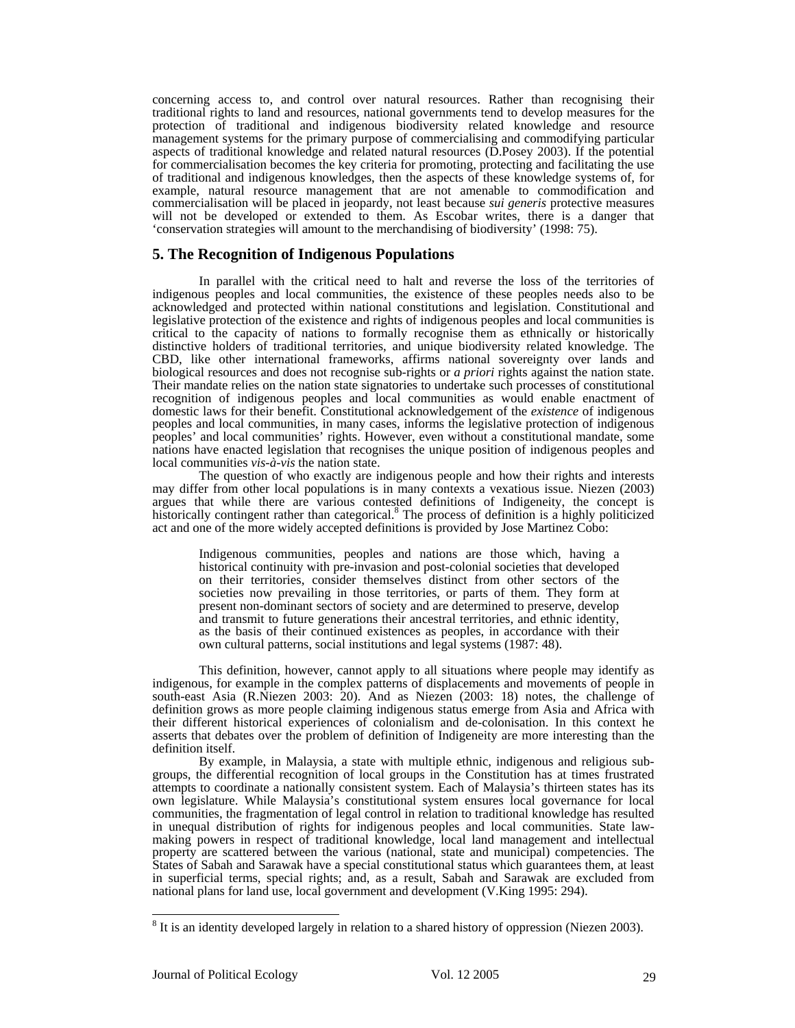concerning access to, and control over natural resources. Rather than recognising their traditional rights to land and resources, national governments tend to develop measures for the protection of traditional and indigenous biodiversity related knowledge and resource management systems for the primary purpose of commercialising and commodifying particular aspects of traditional knowledge and related natural resources (D.Posey 2003). If the potential for commercialisation becomes the key criteria for promoting, protecting and facilitating the use of traditional and indigenous knowledges, then the aspects of these knowledge systems of, for example, natural resource management that are not amenable to commodification and commercialisation will be placed in jeopardy, not least because *sui generis* protective measures will not be developed or extended to them. As Escobar writes, there is a danger that 'conservation strategies will amount to the merchandising of biodiversity' (1998: 75).

## 5. The Recognition of Indigenous Populations

In parallel with the critical need to halt and reverse the loss of the territories of indigenous peoples and local communities, the existence of these peoples needs also to be acknowledged and protected within national constitutions and legislation. Constitutional and legislative protection of the existence and rights of indigenous peoples and local communities is critical to the capacity of nations to formally recognise them as ethnically or historically distinctive holders of traditional territories, and unique biodiversity related knowledge. The CBD, like other international frameworks, affirms national sovereignty over lands and biological resources and does not recognise sub-rights or *a priori* rights against the nation state. Their mandate relies on the nation state signatories to undertake such processes of constitutional recognition of indigenous peoples and local communities as would enable enactment of domestic laws for their benefit. Constitutional acknowledgement of the *existence* of indigenous peoples and local communities, in many cases, informs the legislative protection of indigenous peoples' and local communities' rights. However, even without a constitutional mandate, some nations have enacted legislation that recognises the unique position of indigenous peoples and local communities *vis-à-vis* the nation state.

The question of who exactly are indigenous people and how their rights and interests may differ from other local populations is in many contexts a vexatious issue. Niezen (2003) argues that while there are various contested definitions of Indigeneity, the concept is historically contingent rather than categorical.[8] The process of definition is a highly politicized act and one of the more widely accepted definitions is provided by Jose Martinez Cobo:

> Indigenous communities, peoples and nations are those which, having a historical continuity with pre-invasion and post-colonial societies that developed on their territories, consider themselves distinct from other sectors of the societies now prevailing in those territories, or parts of them. They form at present non-dominant sectors of society and are determined to preserve, develop and transmit to future generations their ancestral territories, and ethnic identity, as the basis of their continued existences as peoples, in accordance with their own cultural patterns, social institutions and legal systems (1987: 48).

This definition, however, cannot apply to all situations where people may identify as indigenous, for example in the complex patterns of displacements and movements of people in south-east Asia (R.Niezen 2003: 20). And as Niezen (2003: 18) notes, the challenge of definition grows as more people claiming indigenous status emerge from Asia and Africa with their different historical experiences of colonialism and de-colonisation. In this context he asserts that debates over the problem of definition of Indigeneity are more interesting than the definition itself.

By example, in Malaysia, a state with multiple ethnic, indigenous and religious sub-groups, the differential recognition of local groups in the Constitution has at times frustrated attempts to coordinate a nationally consistent system. Each of Malaysia's thirteen states has its own legislature. While Malaysia's constitutional system ensures local governance for local communities, the fragmentation of legal control in relation to traditional knowledge has resulted in unequal distribution of rights for indigenous peoples and local communities. State law-making powers in respect of traditional knowledge, local land management and intellectual property are scattered between the various (national, state and municipal) competencies. The States of Sabah and Sarawak have a special constitutional status which guarantees them, at least in superficial terms, special rights; and, as a result, Sabah and Sarawak are excluded from national plans for land use, local government and development (V.King 1995: 294).

---

[8] It is an identity developed largely in relation to a shared history of oppression (Niezen 2003).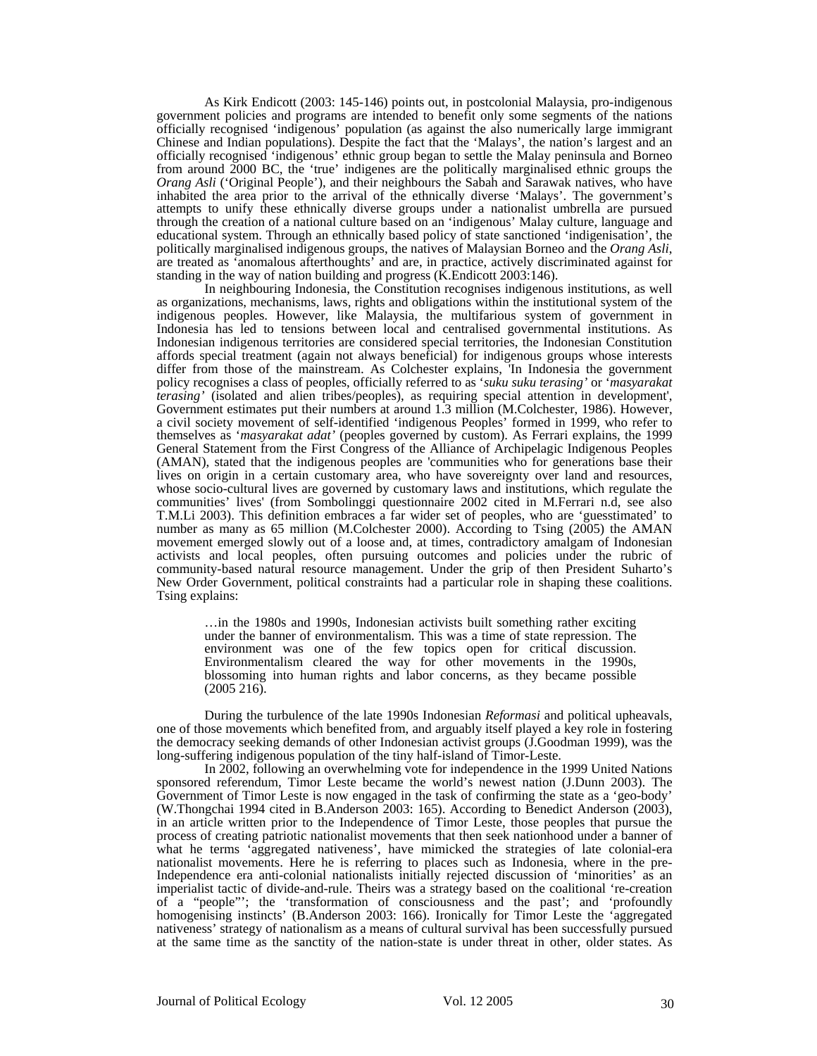As Kirk Endicott (2003: 145-146) points out, in postcolonial Malaysia, pro-indigenous government policies and programs are intended to benefit only some segments of the nations officially recognised 'indigenous' population (as against the also numerically large immigrant Chinese and Indian populations). Despite the fact that the 'Malays', the nation's largest and an officially recognised 'indigenous' ethnic group began to settle the Malay peninsula and Borneo from around 2000 BC, the 'true' indigenes are the politically marginalised ethnic groups the *Orang Asli* ('Original People'), and their neighbours the Sabah and Sarawak natives, who have inhabited the area prior to the arrival of the ethnically diverse 'Malays'. The government's attempts to unify these ethnically diverse groups under a nationalist umbrella are pursued through the creation of a national culture based on an 'indigenous' Malay culture, language and educational system. Through an ethnically based policy of state sanctioned 'indigenisation', the politically marginalised indigenous groups, the natives of Malaysian Borneo and the *Orang Asli*, are treated as 'anomalous afterthoughts' and are, in practice, actively discriminated against for standing in the way of nation building and progress (K.Endicott 2003:146).

In neighbouring Indonesia, the Constitution recognises indigenous institutions, as well as organizations, mechanisms, laws, rights and obligations within the institutional system of the indigenous peoples. However, like Malaysia, the multifarious system of government in Indonesia has led to tensions between local and centralised governmental institutions. As Indonesian indigenous territories are considered special territories, the Indonesian Constitution affords special treatment (again not always beneficial) for indigenous groups whose interests differ from those of the mainstream. As Colchester explains, 'In Indonesia the government policy recognises a class of peoples, officially referred to as '*suku suku terasing*' or '*masyarakat terasing*' (isolated and alien tribes/peoples), as requiring special attention in development', Government estimates put their numbers at around 1.3 million (M.Colchester, 1986). However, a civil society movement of self-identified 'indigenous Peoples' formed in 1999, who refer to themselves as '*masyarakat adat*' (peoples governed by custom). As Ferrari explains, the 1999 General Statement from the First Congress of the Alliance of Archipelagic Indigenous Peoples (AMAN), stated that the indigenous peoples are 'communities who for generations base their lives on origin in a certain customary area, who have sovereignty over land and resources, whose socio-cultural lives are governed by customary laws and institutions, which regulate the communities' lives' (from Sombolinggi questionnaire 2002 cited in M.Ferrari n.d, see also T.M.Li 2003). This definition embraces a far wider set of peoples, who are 'guesstimated' to number as many as 65 million (M.Colchester 2000). According to Tsing (2005) the AMAN movement emerged slowly out of a loose and, at times, contradictory amalgam of Indonesian activists and local peoples, often pursuing outcomes and policies under the rubric of community-based natural resource management. Under the grip of then President Suharto's New Order Government, political constraints had a particular role in shaping these coalitions. Tsing explains:

> …in the 1980s and 1990s, Indonesian activists built something rather exciting under the banner of environmentalism. This was a time of state repression. The environment was one of the few topics open for critical discussion. Environmentalism cleared the way for other movements in the 1990s, blossoming into human rights and labor concerns, as they became possible (2005 216).

During the turbulence of the late 1990s Indonesian *Reformasi* and political upheavals, one of those movements which benefited from, and arguably itself played a key role in fostering the democracy seeking demands of other Indonesian activist groups (J.Goodman 1999), was the long-suffering indigenous population of the tiny half-island of Timor-Leste.

In 2002, following an overwhelming vote for independence in the 1999 United Nations sponsored referendum, Timor Leste became the world's newest nation (J.Dunn 2003). The Government of Timor Leste is now engaged in the task of confirming the state as a 'geo-body' (W.Thongchai 1994 cited in B.Anderson 2003: 165). According to Benedict Anderson (2003), in an article written prior to the Independence of Timor Leste, those peoples that pursue the process of creating patriotic nationalist movements that then seek nationhood under a banner of what he terms 'aggregated nativeness', have mimicked the strategies of late colonial-era nationalist movements. Here he is referring to places such as Indonesia, where in the pre-Independence era anti-colonial nationalists initially rejected discussion of 'minorities' as an imperialist tactic of divide-and-rule. Theirs was a strategy based on the coalitional 're-creation of a "people"'; the 'transformation of consciousness and the past'; and 'profoundly homogenising instincts' (B.Anderson 2003: 166). Ironically for Timor Leste the 'aggregated nativeness' strategy of nationalism as a means of cultural survival has been successfully pursued at the same time as the sanctity of the nation-state is under threat in other, older states. As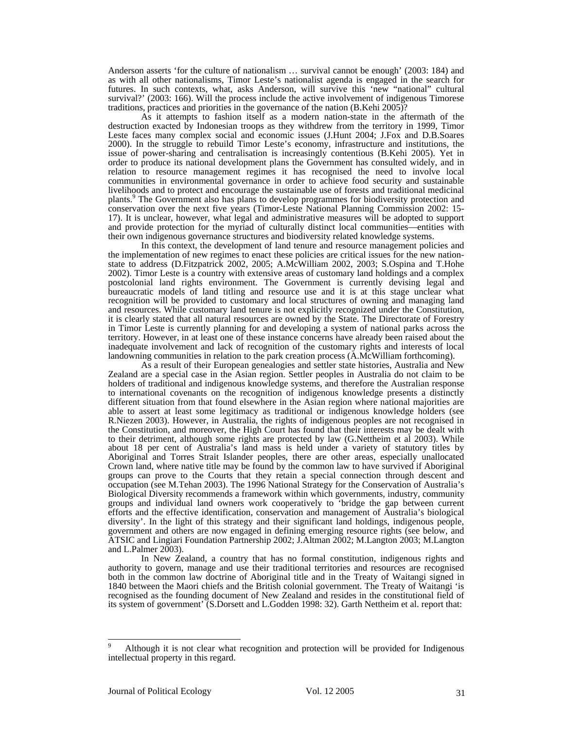Anderson asserts 'for the culture of nationalism … survival cannot be enough' (2003: 184) and as with all other nationalisms, Timor Leste's nationalist agenda is engaged in the search for futures. In such contexts, what, asks Anderson, will survive this 'new "national" cultural survival?' (2003: 166). Will the process include the active involvement of indigenous Timorese traditions, practices and priorities in the governance of the nation (B.Kehi 2005)?

As it attempts to fashion itself as a modern nation-state in the aftermath of the destruction exacted by Indonesian troops as they withdrew from the territory in 1999, Timor Leste faces many complex social and economic issues (J.Hunt 2004; J.Fox and D.B.Soares 2000). In the struggle to rebuild Timor Leste's economy, infrastructure and institutions, the issue of power-sharing and centralisation is increasingly contentious (B.Kehi 2005). Yet in order to produce its national development plans the Government has consulted widely, and in relation to resource management regimes it has recognised the need to involve local communities in environmental governance in order to achieve food security and sustainable livelihoods and to protect and encourage the sustainable use of forests and traditional medicinal plants.[9] The Government also has plans to develop programmes for biodiversity protection and conservation over the next five years (Timor-Leste National Planning Commission 2002: 15-17). It is unclear, however, what legal and administrative measures will be adopted to support and provide protection for the myriad of culturally distinct local communities—entities with their own indigenous governance structures and biodiversity related knowledge systems.

In this context, the development of land tenure and resource management policies and the implementation of new regimes to enact these policies are critical issues for the new nation-state to address (D.Fitzpatrick 2002, 2005; A.McWilliam 2002, 2003; S.Ospina and T.Hohe 2002). Timor Leste is a country with extensive areas of customary land holdings and a complex postcolonial land rights environment. The Government is currently devising legal and bureaucratic models of land titling and resource use and it is at this stage unclear what recognition will be provided to customary and local structures of owning and managing land and resources. While customary land tenure is not explicitly recognized under the Constitution, it is clearly stated that all natural resources are owned by the State. The Directorate of Forestry in Timor Leste is currently planning for and developing a system of national parks across the territory. However, in at least one of these instance concerns have already been raised about the inadequate involvement and lack of recognition of the customary rights and interests of local landowning communities in relation to the park creation process (A.McWilliam forthcoming).

As a result of their European genealogies and settler state histories, Australia and New Zealand are a special case in the Asian region. Settler peoples in Australia do not claim to be holders of traditional and indigenous knowledge systems, and therefore the Australian response to international covenants on the recognition of indigenous knowledge presents a distinctly different situation from that found elsewhere in the Asian region where national majorities are able to assert at least some legitimacy as traditional or indigenous knowledge holders (see R.Niezen 2003). However, in Australia, the rights of indigenous peoples are not recognised in the Constitution, and moreover, the High Court has found that their interests may be dealt with to their detriment, although some rights are protected by law (G.Nettheim et al 2003). While about 18 per cent of Australia's land mass is held under a variety of statutory titles by Aboriginal and Torres Strait Islander peoples, there are other areas, especially unallocated Crown land, where native title may be found by the common law to have survived if Aboriginal groups can prove to the Courts that they retain a special connection through descent and occupation (see M.Tehan 2003). The 1996 National Strategy for the Conservation of Australia's Biological Diversity recommends a framework within which governments, industry, community groups and individual land owners work cooperatively to 'bridge the gap between current efforts and the effective identification, conservation and management of Australia's biological diversity'. In the light of this strategy and their significant land holdings, indigenous people, government and others are now engaged in defining emerging resource rights (see below, and ATSIC and Lingiari Foundation Partnership 2002; J.Altman 2002; M.Langton 2003; M.Langton and L.Palmer 2003).

In New Zealand, a country that has no formal constitution, indigenous rights and authority to govern, manage and use their traditional territories and resources are recognised both in the common law doctrine of Aboriginal title and in the Treaty of Waitangi signed in 1840 between the Maori chiefs and the British colonial government. The Treaty of Waitangi 'is recognised as the founding document of New Zealand and resides in the constitutional field of its system of government' (S.Dorsett and L.Godden 1998: 32). Garth Nettheim et al. report that:

---

[9] Although it is not clear what recognition and protection will be provided for Indigenous intellectual property in this regard.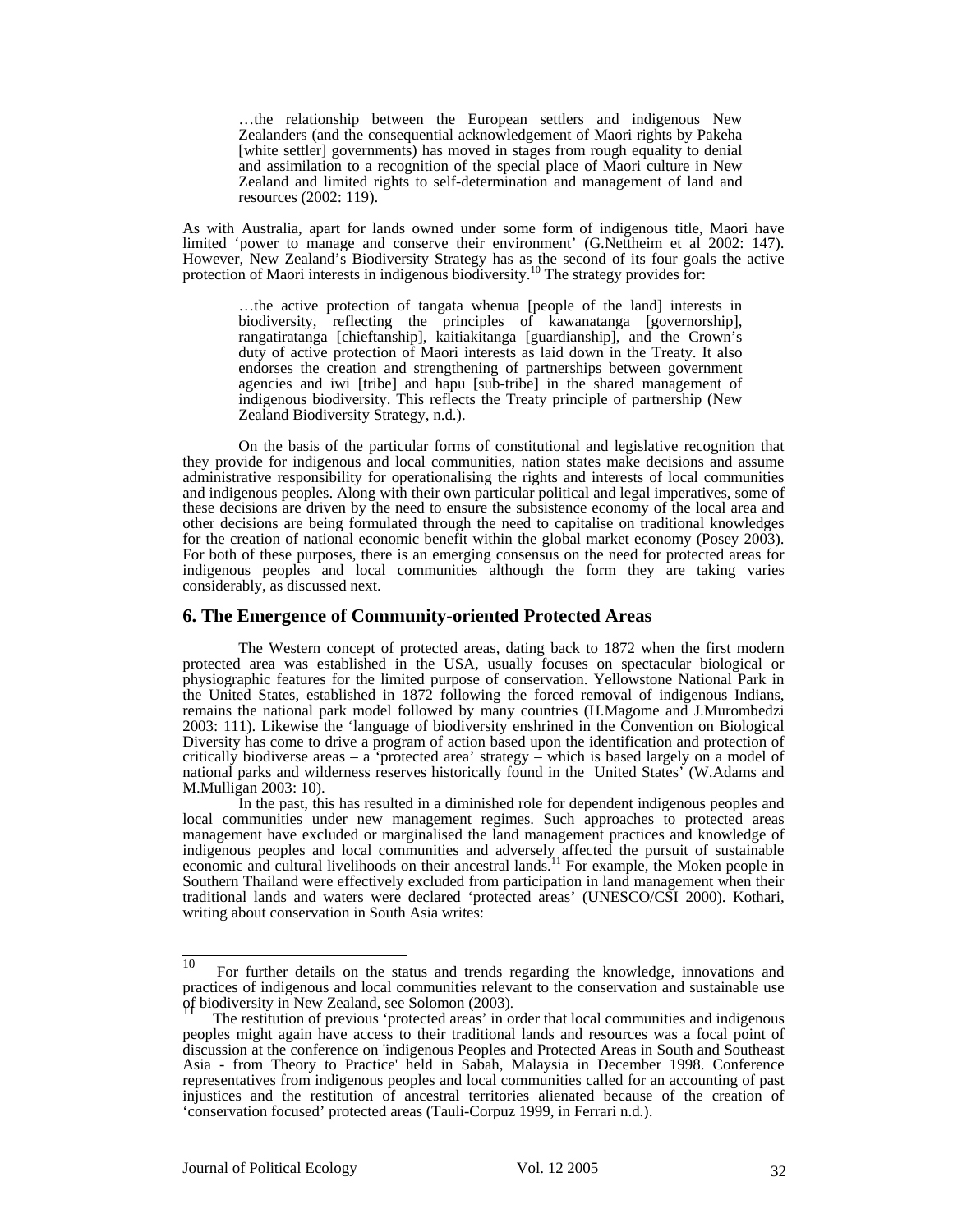> …the relationship between the European settlers and indigenous New Zealanders (and the consequential acknowledgement of Maori rights by Pakeha [white settler] governments) has moved in stages from rough equality to denial and assimilation to a recognition of the special place of Maori culture in New Zealand and limited rights to self-determination and management of land and resources (2002: 119).

As with Australia, apart for lands owned under some form of indigenous title, Maori have limited 'power to manage and conserve their environment' (G.Nettheim et al 2002: 147). However, New Zealand's Biodiversity Strategy has as the second of its four goals the active protection of Maori interests in indigenous biodiversity.[10] The strategy provides for:

> …the active protection of tangata whenua [people of the land] interests in biodiversity, reflecting the principles of kawanatanga [governorship], rangatiratanga [chieftanship], kaitiakitanga [guardianship], and the Crown's duty of active protection of Maori interests as laid down in the Treaty. It also endorses the creation and strengthening of partnerships between government agencies and iwi [tribe] and hapu [sub-tribe] in the shared management of indigenous biodiversity. This reflects the Treaty principle of partnership (New Zealand Biodiversity Strategy, n.d.).

On the basis of the particular forms of constitutional and legislative recognition that they provide for indigenous and local communities, nation states make decisions and assume administrative responsibility for operationalising the rights and interests of local communities and indigenous peoples. Along with their own particular political and legal imperatives, some of these decisions are driven by the need to ensure the subsistence economy of the local area and other decisions are being formulated through the need to capitalise on traditional knowledges for the creation of national economic benefit within the global market economy (Posey 2003). For both of these purposes, there is an emerging consensus on the need for protected areas for indigenous peoples and local communities although the form they are taking varies considerably, as discussed next.

## 6. The Emergence of Community-oriented Protected Areas

The Western concept of protected areas, dating back to 1872 when the first modern protected area was established in the USA, usually focuses on spectacular biological or physiographic features for the limited purpose of conservation. Yellowstone National Park in the United States, established in 1872 following the forced removal of indigenous Indians, remains the national park model followed by many countries (H.Magome and J.Murombedzi 2003: 111). Likewise the 'language of biodiversity enshrined in the Convention on Biological Diversity has come to drive a program of action based upon the identification and protection of critically biodiverse areas – a 'protected area' strategy – which is based largely on a model of national parks and wilderness reserves historically found in the United States' (W.Adams and M.Mulligan 2003: 10).

In the past, this has resulted in a diminished role for dependent indigenous peoples and local communities under new management regimes. Such approaches to protected areas management have excluded or marginalised the land management practices and knowledge of indigenous peoples and local communities and adversely affected the pursuit of sustainable economic and cultural livelihoods on their ancestral lands.[11] For example, the Moken people in Southern Thailand were effectively excluded from participation in land management when their traditional lands and waters were declared 'protected areas' (UNESCO/CSI 2000). Kothari, writing about conservation in South Asia writes:

---

[10] For further details on the status and trends regarding the knowledge, innovations and practices of indigenous and local communities relevant to the conservation and sustainable use of biodiversity in New Zealand, see Solomon (2003).

[11] The restitution of previous 'protected areas' in order that local communities and indigenous peoples might again have access to their traditional lands and resources was a focal point of discussion at the conference on 'indigenous Peoples and Protected Areas in South and Southeast Asia - from Theory to Practice' held in Sabah, Malaysia in December 1998. Conference representatives from indigenous peoples and local communities called for an accounting of past injustices and the restitution of ancestral territories alienated because of the creation of 'conservation focused' protected areas (Tauli-Corpuz 1999, in Ferrari n.d.).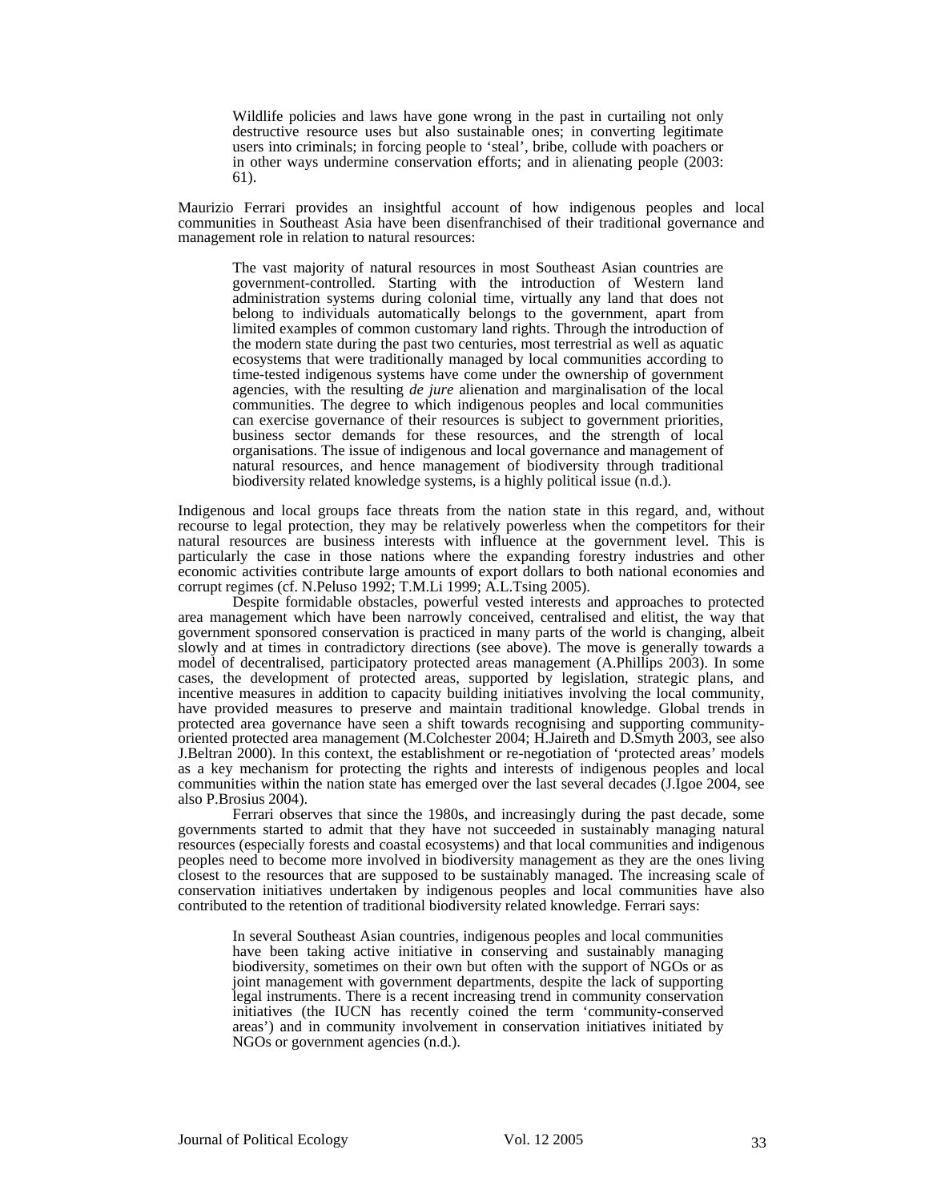> Wildlife policies and laws have gone wrong in the past in curtailing not only destructive resource uses but also sustainable ones; in converting legitimate users into criminals; in forcing people to 'steal', bribe, collude with poachers or in other ways undermine conservation efforts; and in alienating people (2003: 61).

Maurizio Ferrari provides an insightful account of how indigenous peoples and local communities in Southeast Asia have been disenfranchised of their traditional governance and management role in relation to natural resources:

> The vast majority of natural resources in most Southeast Asian countries are government-controlled. Starting with the introduction of Western land administration systems during colonial time, virtually any land that does not belong to individuals automatically belongs to the government, apart from limited examples of common customary land rights. Through the introduction of the modern state during the past two centuries, most terrestrial as well as aquatic ecosystems that were traditionally managed by local communities according to time-tested indigenous systems have come under the ownership of government agencies, with the resulting *de jure* alienation and marginalisation of the local communities. The degree to which indigenous peoples and local communities can exercise governance of their resources is subject to government priorities, business sector demands for these resources, and the strength of local organisations. The issue of indigenous and local governance and management of natural resources, and hence management of biodiversity through traditional biodiversity related knowledge systems, is a highly political issue (n.d.).

Indigenous and local groups face threats from the nation state in this regard, and, without recourse to legal protection, they may be relatively powerless when the competitors for their natural resources are business interests with influence at the government level. This is particularly the case in those nations where the expanding forestry industries and other economic activities contribute large amounts of export dollars to both national economies and corrupt regimes (cf. N.Peluso 1992; T.M.Li 1999; A.L.Tsing 2005).

Despite formidable obstacles, powerful vested interests and approaches to protected area management which have been narrowly conceived, centralised and elitist, the way that government sponsored conservation is practiced in many parts of the world is changing, albeit slowly and at times in contradictory directions (see above). The move is generally towards a model of decentralised, participatory protected areas management (A.Phillips 2003). In some cases, the development of protected areas, supported by legislation, strategic plans, and incentive measures in addition to capacity building initiatives involving the local community, have provided measures to preserve and maintain traditional knowledge. Global trends in protected area governance have seen a shift towards recognising and supporting community-oriented protected area management (M.Colchester 2004; H.Jaireth and D.Smyth 2003, see also J.Beltran 2000). In this context, the establishment or re-negotiation of 'protected areas' models as a key mechanism for protecting the rights and interests of indigenous peoples and local communities within the nation state has emerged over the last several decades (J.Igoe 2004, see also P.Brosius 2004).

Ferrari observes that since the 1980s, and increasingly during the past decade, some governments started to admit that they have not succeeded in sustainably managing natural resources (especially forests and coastal ecosystems) and that local communities and indigenous peoples need to become more involved in biodiversity management as they are the ones living closest to the resources that are supposed to be sustainably managed. The increasing scale of conservation initiatives undertaken by indigenous peoples and local communities have also contributed to the retention of traditional biodiversity related knowledge. Ferrari says:

> In several Southeast Asian countries, indigenous peoples and local communities have been taking active initiative in conserving and sustainably managing biodiversity, sometimes on their own but often with the support of NGOs or as joint management with government departments, despite the lack of supporting legal instruments. There is a recent increasing trend in community conservation initiatives (the IUCN has recently coined the term 'community-conserved areas') and in community involvement in conservation initiatives initiated by NGOs or government agencies (n.d.).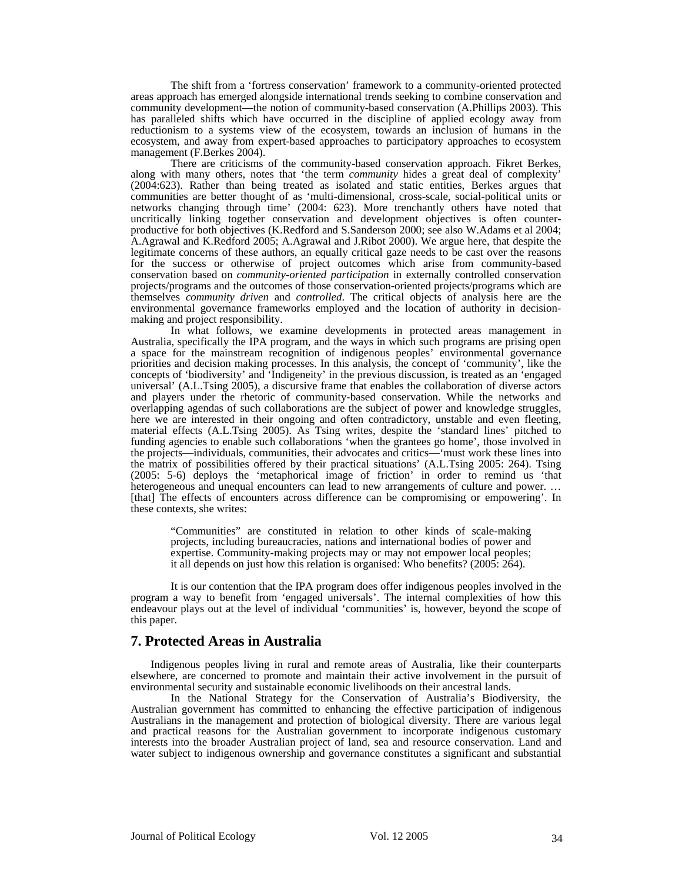The shift from a 'fortress conservation' framework to a community-oriented protected areas approach has emerged alongside international trends seeking to combine conservation and community development—the notion of community-based conservation (A.Phillips 2003). This has paralleled shifts which have occurred in the discipline of applied ecology away from reductionism to a systems view of the ecosystem, towards an inclusion of humans in the ecosystem, and away from expert-based approaches to participatory approaches to ecosystem management (F.Berkes 2004).

There are criticisms of the community-based conservation approach. Fikret Berkes, along with many others, notes that 'the term *community* hides a great deal of complexity' (2004:623). Rather than being treated as isolated and static entities, Berkes argues that communities are better thought of as 'multi-dimensional, cross-scale, social-political units or networks changing through time' (2004: 623). More trenchantly others have noted that uncritically linking together conservation and development objectives is often counter-productive for both objectives (K.Redford and S.Sanderson 2000; see also W.Adams et al 2004; A.Agrawal and K.Redford 2005; A.Agrawal and J.Ribot 2000). We argue here, that despite the legitimate concerns of these authors, an equally critical gaze needs to be cast over the reasons for the success or otherwise of project outcomes which arise from community-based conservation based on *community-oriented participation* in externally controlled conservation projects/programs and the outcomes of those conservation-oriented projects/programs which are themselves *community driven* and *controlled*. The critical objects of analysis here are the environmental governance frameworks employed and the location of authority in decision-making and project responsibility.

In what follows, we examine developments in protected areas management in Australia, specifically the IPA program, and the ways in which such programs are prising open a space for the mainstream recognition of indigenous peoples' environmental governance priorities and decision making processes. In this analysis, the concept of 'community', like the concepts of 'biodiversity' and 'Indigeneity' in the previous discussion, is treated as an 'engaged universal' (A.L.Tsing 2005), a discursive frame that enables the collaboration of diverse actors and players under the rhetoric of community-based conservation. While the networks and overlapping agendas of such collaborations are the subject of power and knowledge struggles, here we are interested in their ongoing and often contradictory, unstable and even fleeting, material effects (A.L.Tsing 2005). As Tsing writes, despite the 'standard lines' pitched to funding agencies to enable such collaborations 'when the grantees go home', those involved in the projects—individuals, communities, their advocates and critics—'must work these lines into the matrix of possibilities offered by their practical situations' (A.L.Tsing 2005: 264). Tsing (2005: 5-6) deploys the 'metaphorical image of friction' in order to remind us 'that heterogeneous and unequal encounters can lead to new arrangements of culture and power. … [that] The effects of encounters across difference can be compromising or empowering'. In these contexts, she writes:

> "Communities" are constituted in relation to other kinds of scale-making projects, including bureaucracies, nations and international bodies of power and expertise. Community-making projects may or may not empower local peoples; it all depends on just how this relation is organised: Who benefits? (2005: 264).

It is our contention that the IPA program does offer indigenous peoples involved in the program a way to benefit from 'engaged universals'. The internal complexities of how this endeavour plays out at the level of individual 'communities' is, however, beyond the scope of this paper.

## 7. Protected Areas in Australia

Indigenous peoples living in rural and remote areas of Australia, like their counterparts elsewhere, are concerned to promote and maintain their active involvement in the pursuit of environmental security and sustainable economic livelihoods on their ancestral lands.

In the National Strategy for the Conservation of Australia's Biodiversity, the Australian government has committed to enhancing the effective participation of indigenous Australians in the management and protection of biological diversity. There are various legal and practical reasons for the Australian government to incorporate indigenous customary interests into the broader Australian project of land, sea and resource conservation. Land and water subject to indigenous ownership and governance constitutes a significant and substantial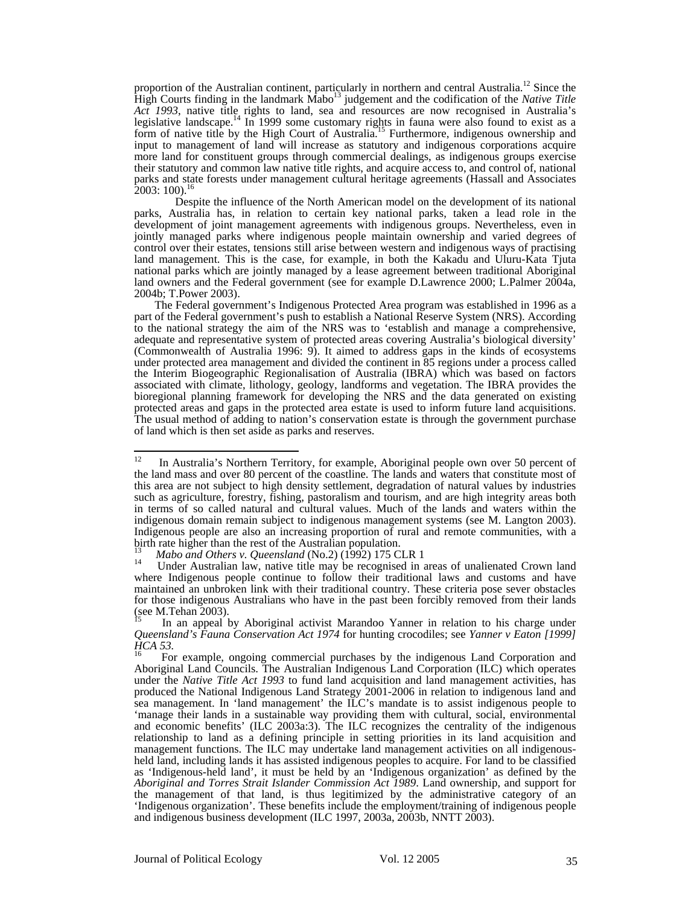proportion of the Australian continent, particularly in northern and central Australia.[12] Since the High Courts finding in the landmark Mabo[13] judgement and the codification of the *Native Title Act 1993*, native title rights to land, sea and resources are now recognised in Australia's legislative landscape.[14] In 1999 some customary rights in fauna were also found to exist as a form of native title by the High Court of Australia.[15] Furthermore, indigenous ownership and input to management of land will increase as statutory and indigenous corporations acquire more land for constituent groups through commercial dealings, as indigenous groups exercise their statutory and common law native title rights, and acquire access to, and control of, national parks and state forests under management cultural heritage agreements (Hassall and Associates 2003: 100).[16]

Despite the influence of the North American model on the development of its national parks, Australia has, in relation to certain key national parks, taken a lead role in the development of joint management agreements with indigenous groups. Nevertheless, even in jointly managed parks where indigenous people maintain ownership and varied degrees of control over their estates, tensions still arise between western and indigenous ways of practising land management. This is the case, for example, in both the Kakadu and Uluru-Kata Tjuta national parks which are jointly managed by a lease agreement between traditional Aboriginal land owners and the Federal government (see for example D.Lawrence 2000; L.Palmer 2004a, 2004b; T.Power 2003).

The Federal government's Indigenous Protected Area program was established in 1996 as a part of the Federal government's push to establish a National Reserve System (NRS). According to the national strategy the aim of the NRS was to 'establish and manage a comprehensive, adequate and representative system of protected areas covering Australia's biological diversity' (Commonwealth of Australia 1996: 9). It aimed to address gaps in the kinds of ecosystems under protected area management and divided the continent in 85 regions under a process called the Interim Biogeographic Regionalisation of Australia (IBRA) which was based on factors associated with climate, lithology, geology, landforms and vegetation. The IBRA provides the bioregional planning framework for developing the NRS and the data generated on existing protected areas and gaps in the protected area estate is used to inform future land acquisitions. The usual method of adding to nation's conservation estate is through the government purchase of land which is then set aside as parks and reserves.

---

[12] In Australia's Northern Territory, for example, Aboriginal people own over 50 percent of the land mass and over 80 percent of the coastline. The lands and waters that constitute most of this area are not subject to high density settlement, degradation of natural values by industries such as agriculture, forestry, fishing, pastoralism and tourism, and are high integrity areas both in terms of so called natural and cultural values. Much of the lands and waters within the indigenous domain remain subject to indigenous management systems (see M. Langton 2003). Indigenous people are also an increasing proportion of rural and remote communities, with a birth rate higher than the rest of the Australian population.

[13] *Mabo and Others v. Queensland* (No.2) (1992) 175 CLR 1

[14] Under Australian law, native title may be recognised in areas of unalienated Crown land where Indigenous people continue to follow their traditional laws and customs and have maintained an unbroken link with their traditional country. These criteria pose sever obstacles for those indigenous Australians who have in the past been forcibly removed from their lands (see M.Tehan 2003).

[15] In an appeal by Aboriginal activist Marandoo Yanner in relation to his charge under *Queensland's Fauna Conservation Act 1974* for hunting crocodiles; see *Yanner v Eaton [1999] HCA 53.*

[16] For example, ongoing commercial purchases by the indigenous Land Corporation and Aboriginal Land Councils. The Australian Indigenous Land Corporation (ILC) which operates under the *Native Title Act 1993* to fund land acquisition and land management activities, has produced the National Indigenous Land Strategy 2001-2006 in relation to indigenous land and sea management. In 'land management' the ILC's mandate is to assist indigenous people to 'manage their lands in a sustainable way providing them with cultural, social, environmental and economic benefits' (ILC 2003a:3). The ILC recognizes the centrality of the indigenous relationship to land as a defining principle in setting priorities in its land acquisition and management functions. The ILC may undertake land management activities on all indigenous-held land, including lands it has assisted indigenous peoples to acquire. For land to be classified as 'Indigenous-held land', it must be held by an 'Indigenous organization' as defined by the *Aboriginal and Torres Strait Islander Commission Act 1989*. Land ownership, and support for the management of that land, is thus legitimized by the administrative category of an 'Indigenous organization'. These benefits include the employment/training of indigenous people and indigenous business development (ILC 1997, 2003a, 2003b, NNTT 2003).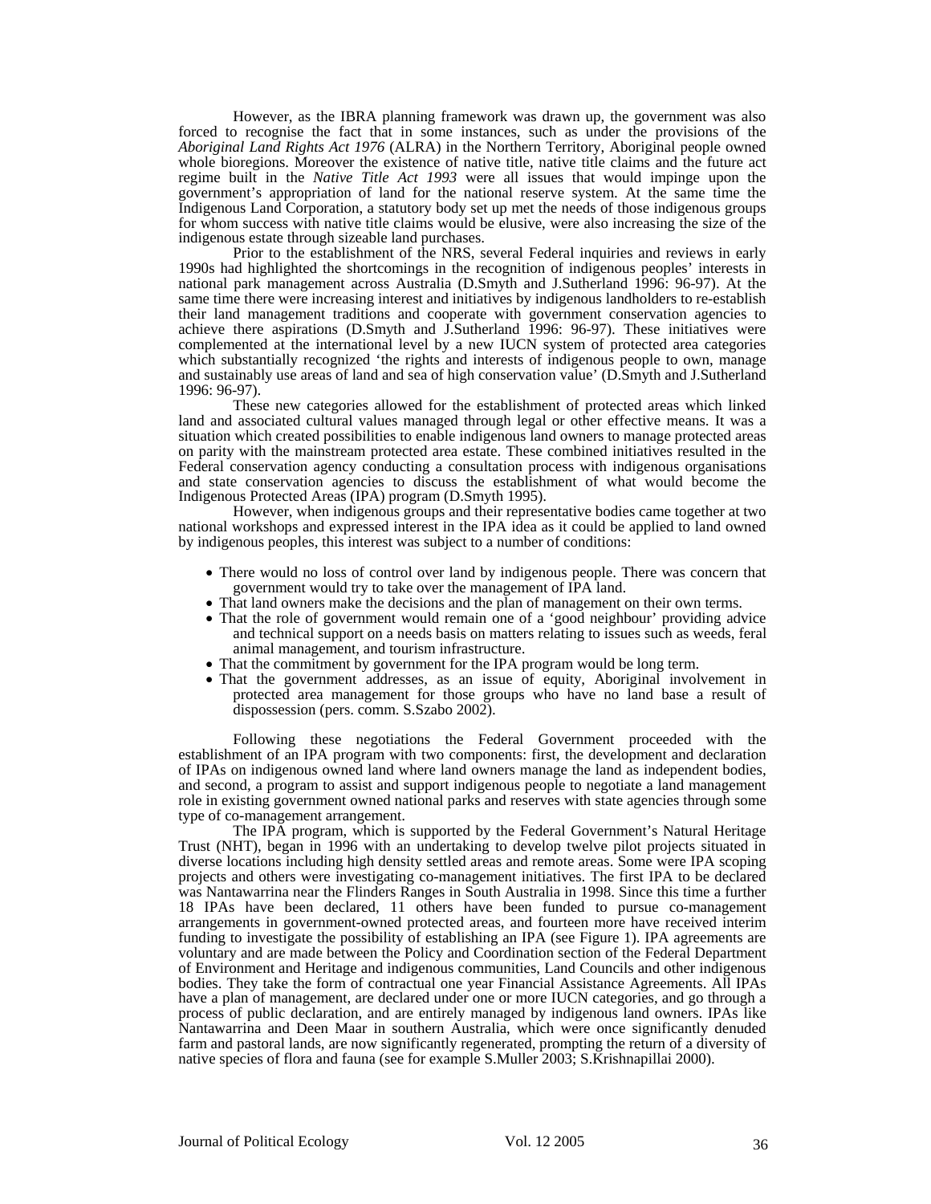However, as the IBRA planning framework was drawn up, the government was also forced to recognise the fact that in some instances, such as under the provisions of the *Aboriginal Land Rights Act 1976* (ALRA) in the Northern Territory, Aboriginal people owned whole bioregions. Moreover the existence of native title, native title claims and the future act regime built in the *Native Title Act 1993* were all issues that would impinge upon the government's appropriation of land for the national reserve system. At the same time the Indigenous Land Corporation, a statutory body set up met the needs of those indigenous groups for whom success with native title claims would be elusive, were also increasing the size of the indigenous estate through sizeable land purchases.

Prior to the establishment of the NRS, several Federal inquiries and reviews in early 1990s had highlighted the shortcomings in the recognition of indigenous peoples' interests in national park management across Australia (D.Smyth and J.Sutherland 1996: 96-97). At the same time there were increasing interest and initiatives by indigenous landholders to re-establish their land management traditions and cooperate with government conservation agencies to achieve there aspirations (D.Smyth and J.Sutherland 1996: 96-97). These initiatives were complemented at the international level by a new IUCN system of protected area categories which substantially recognized 'the rights and interests of indigenous people to own, manage and sustainably use areas of land and sea of high conservation value' (D.Smyth and J.Sutherland 1996: 96-97).

These new categories allowed for the establishment of protected areas which linked land and associated cultural values managed through legal or other effective means. It was a situation which created possibilities to enable indigenous land owners to manage protected areas on parity with the mainstream protected area estate. These combined initiatives resulted in the Federal conservation agency conducting a consultation process with indigenous organisations and state conservation agencies to discuss the establishment of what would become the Indigenous Protected Areas (IPA) program (D.Smyth 1995).

However, when indigenous groups and their representative bodies came together at two national workshops and expressed interest in the IPA idea as it could be applied to land owned by indigenous peoples, this interest was subject to a number of conditions:

- There would no loss of control over land by indigenous people. There was concern that government would try to take over the management of IPA land.
- That land owners make the decisions and the plan of management on their own terms.
- That the role of government would remain one of a 'good neighbour' providing advice and technical support on a needs basis on matters relating to issues such as weeds, feral animal management, and tourism infrastructure.
- That the commitment by government for the IPA program would be long term.
- That the government addresses, as an issue of equity, Aboriginal involvement in protected area management for those groups who have no land base a result of dispossession (pers. comm. S.Szabo 2002).

Following these negotiations the Federal Government proceeded with the establishment of an IPA program with two components: first, the development and declaration of IPAs on indigenous owned land where land owners manage the land as independent bodies, and second, a program to assist and support indigenous people to negotiate a land management role in existing government owned national parks and reserves with state agencies through some type of co-management arrangement.

The IPA program, which is supported by the Federal Government's Natural Heritage Trust (NHT), began in 1996 with an undertaking to develop twelve pilot projects situated in diverse locations including high density settled areas and remote areas. Some were IPA scoping projects and others were investigating co-management initiatives. The first IPA to be declared was Nantawarrina near the Flinders Ranges in South Australia in 1998. Since this time a further 18 IPAs have been declared, 11 others have been funded to pursue co-management arrangements in government-owned protected areas, and fourteen more have received interim funding to investigate the possibility of establishing an IPA (see Figure 1). IPA agreements are voluntary and are made between the Policy and Coordination section of the Federal Department of Environment and Heritage and indigenous communities, Land Councils and other indigenous bodies. They take the form of contractual one year Financial Assistance Agreements. All IPAs have a plan of management, are declared under one or more IUCN categories, and go through a process of public declaration, and are entirely managed by indigenous land owners. IPAs like Nantawarrina and Deen Maar in southern Australia, which were once significantly denuded farm and pastoral lands, are now significantly regenerated, prompting the return of a diversity of native species of flora and fauna (see for example S.Muller 2003; S.Krishnapillai 2000).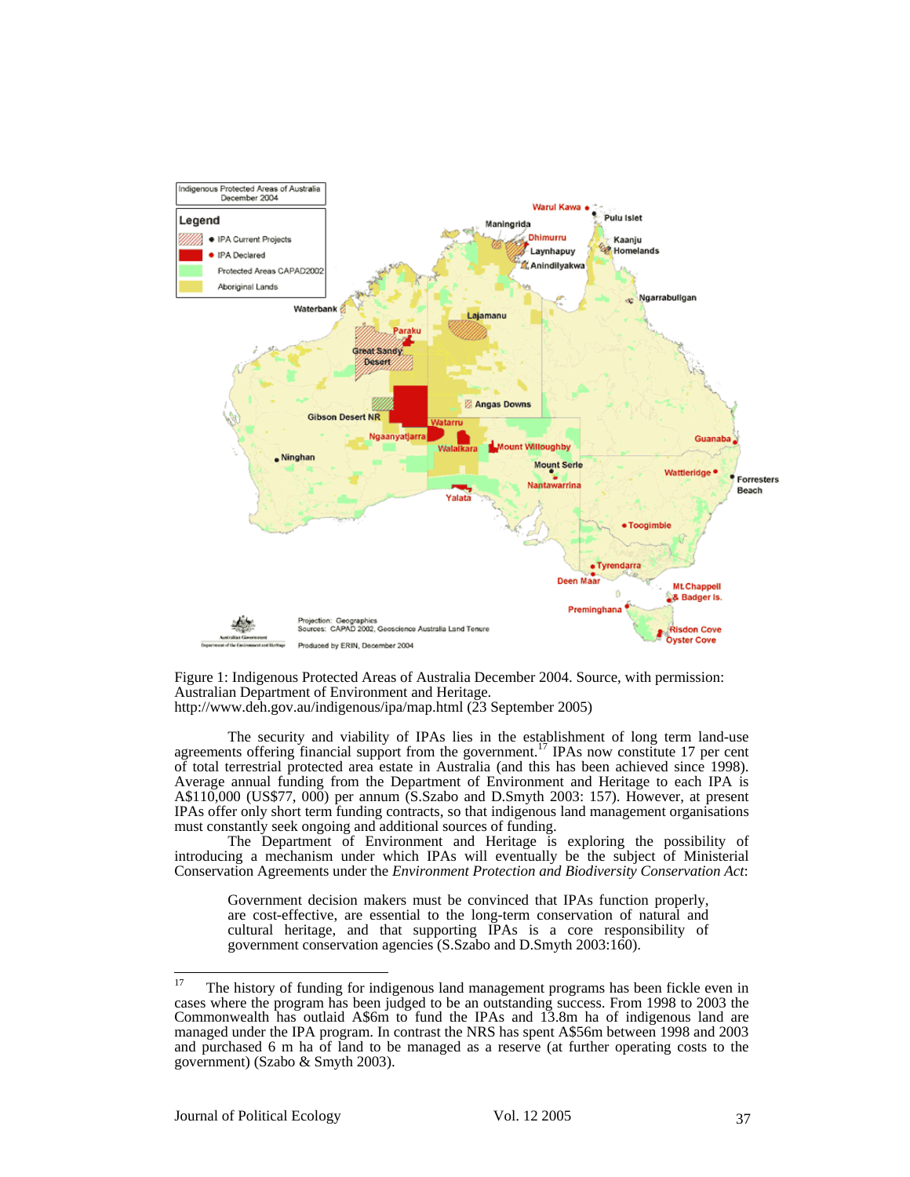Figure 1: Indigenous Protected Areas of Australia December 2004. Source, with permission: Australian Department of Environment and Heritage. http://www.deh.gov.au/indigenous/ipa/map.html (23 September 2005)

The security and viability of IPAs lies in the establishment of long term land-use agreements offering financial support from the government.[17] IPAs now constitute 17 per cent of total terrestrial protected area estate in Australia (and this has been achieved since 1998). Average annual funding from the Department of Environment and Heritage to each IPA is A$110,000 (US$77, 000) per annum (S.Szabo and D.Smyth 2003: 157). However, at present IPAs offer only short term funding contracts, so that indigenous land management organisations must constantly seek ongoing and additional sources of funding.

The Department of Environment and Heritage is exploring the possibility of introducing a mechanism under which IPAs will eventually be the subject of Ministerial Conservation Agreements under the *Environment Protection and Biodiversity Conservation Act*:

> Government decision makers must be convinced that IPAs function properly, are cost-effective, are essential to the long-term conservation of natural and cultural heritage, and that supporting IPAs is a core responsibility of government conservation agencies (S.Szabo and D.Smyth 2003:160).

---

[17] The history of funding for indigenous land management programs has been fickle even in cases where the program has been judged to be an outstanding success. From 1998 to 2003 the Commonwealth has outlaid A$6m to fund the IPAs and 13.8m ha of indigenous land are managed under the IPA program. In contrast the NRS has spent A$56m between 1998 and 2003 and purchased 6 m ha of land to be managed as a reserve (at further operating costs to the government) (Szabo & Smyth 2003).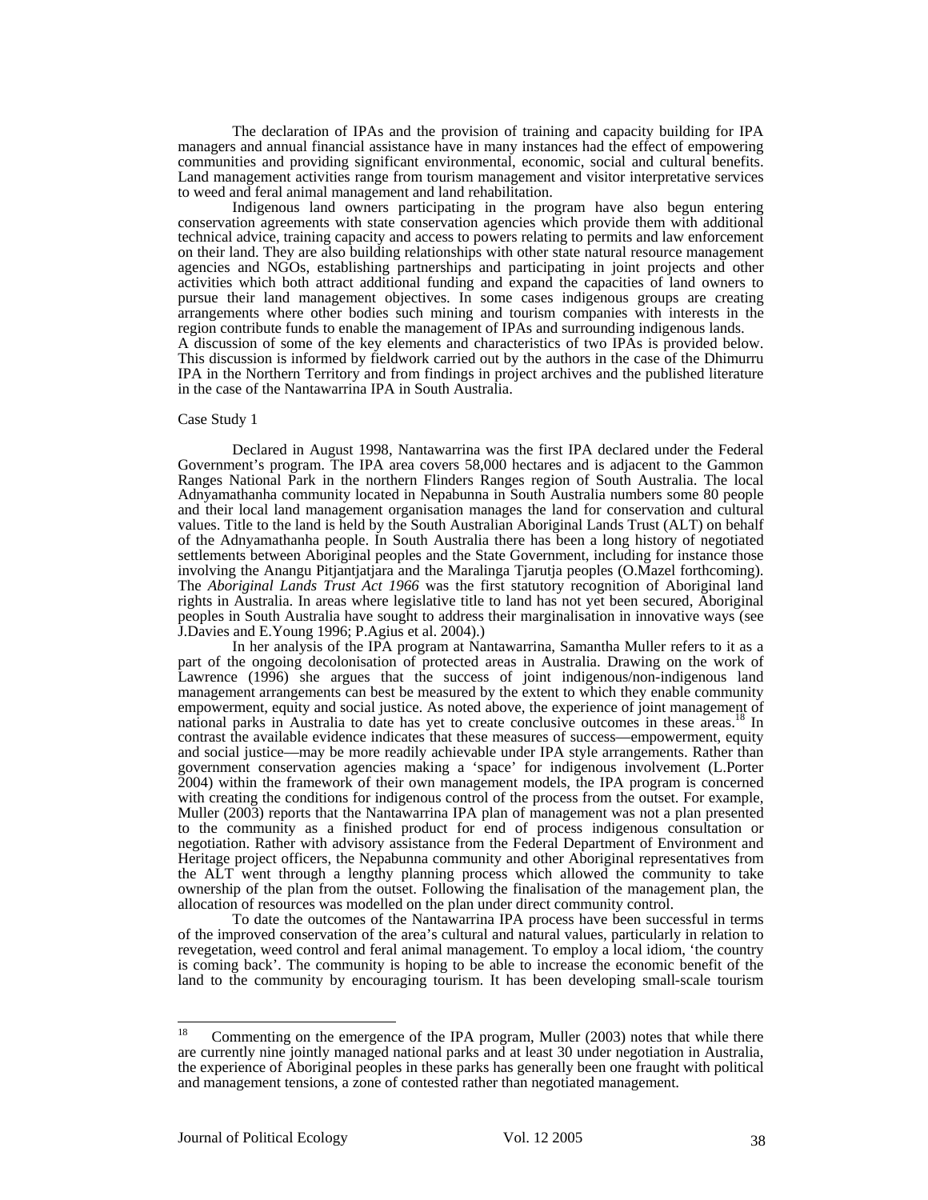The declaration of IPAs and the provision of training and capacity building for IPA managers and annual financial assistance have in many instances had the effect of empowering communities and providing significant environmental, economic, social and cultural benefits. Land management activities range from tourism management and visitor interpretative services to weed and feral animal management and land rehabilitation.

Indigenous land owners participating in the program have also begun entering conservation agreements with state conservation agencies which provide them with additional technical advice, training capacity and access to powers relating to permits and law enforcement on their land. They are also building relationships with other state natural resource management agencies and NGOs, establishing partnerships and participating in joint projects and other activities which both attract additional funding and expand the capacities of land owners to pursue their land management objectives. In some cases indigenous groups are creating arrangements where other bodies such mining and tourism companies with interests in the region contribute funds to enable the management of IPAs and surrounding indigenous lands.

A discussion of some of the key elements and characteristics of two IPAs is provided below. This discussion is informed by fieldwork carried out by the authors in the case of the Dhimurru IPA in the Northern Territory and from findings in project archives and the published literature in the case of the Nantawarrina IPA in South Australia.

Case Study 1

Declared in August 1998, Nantawarrina was the first IPA declared under the Federal Government's program. The IPA area covers 58,000 hectares and is adjacent to the Gammon Ranges National Park in the northern Flinders Ranges region of South Australia. The local Adnyamathanha community located in Nepabunna in South Australia numbers some 80 people and their local land management organisation manages the land for conservation and cultural values. Title to the land is held by the South Australian Aboriginal Lands Trust (ALT) on behalf of the Adnyamathanha people. In South Australia there has been a long history of negotiated settlements between Aboriginal peoples and the State Government, including for instance those involving the Anangu Pitjantjatjara and the Maralinga Tjarutja peoples (O.Mazel forthcoming). The *Aboriginal Lands Trust Act 1966* was the first statutory recognition of Aboriginal land rights in Australia. In areas where legislative title to land has not yet been secured, Aboriginal peoples in South Australia have sought to address their marginalisation in innovative ways (see J.Davies and E.Young 1996; P.Agius et al. 2004).)

In her analysis of the IPA program at Nantawarrina, Samantha Muller refers to it as a part of the ongoing decolonisation of protected areas in Australia. Drawing on the work of Lawrence (1996) she argues that the success of joint indigenous/non-indigenous land management arrangements can best be measured by the extent to which they enable community empowerment, equity and social justice. As noted above, the experience of joint management of national parks in Australia to date has yet to create conclusive outcomes in these areas.[18] In contrast the available evidence indicates that these measures of success—empowerment, equity and social justice—may be more readily achievable under IPA style arrangements. Rather than government conservation agencies making a 'space' for indigenous involvement (L.Porter 2004) within the framework of their own management models, the IPA program is concerned with creating the conditions for indigenous control of the process from the outset. For example, Muller (2003) reports that the Nantawarrina IPA plan of management was not a plan presented to the community as a finished product for end of process indigenous consultation or negotiation. Rather with advisory assistance from the Federal Department of Environment and Heritage project officers, the Nepabunna community and other Aboriginal representatives from the ALT went through a lengthy planning process which allowed the community to take ownership of the plan from the outset. Following the finalisation of the management plan, the allocation of resources was modelled on the plan under direct community control.

To date the outcomes of the Nantawarrina IPA process have been successful in terms of the improved conservation of the area's cultural and natural values, particularly in relation to revegetation, weed control and feral animal management. To employ a local idiom, 'the country is coming back'. The community is hoping to be able to increase the economic benefit of the land to the community by encouraging tourism. It has been developing small-scale tourism

[18] Commenting on the emergence of the IPA program, Muller (2003) notes that while there are currently nine jointly managed national parks and at least 30 under negotiation in Australia, the experience of Aboriginal peoples in these parks has generally been one fraught with political and management tensions, a zone of contested rather than negotiated management.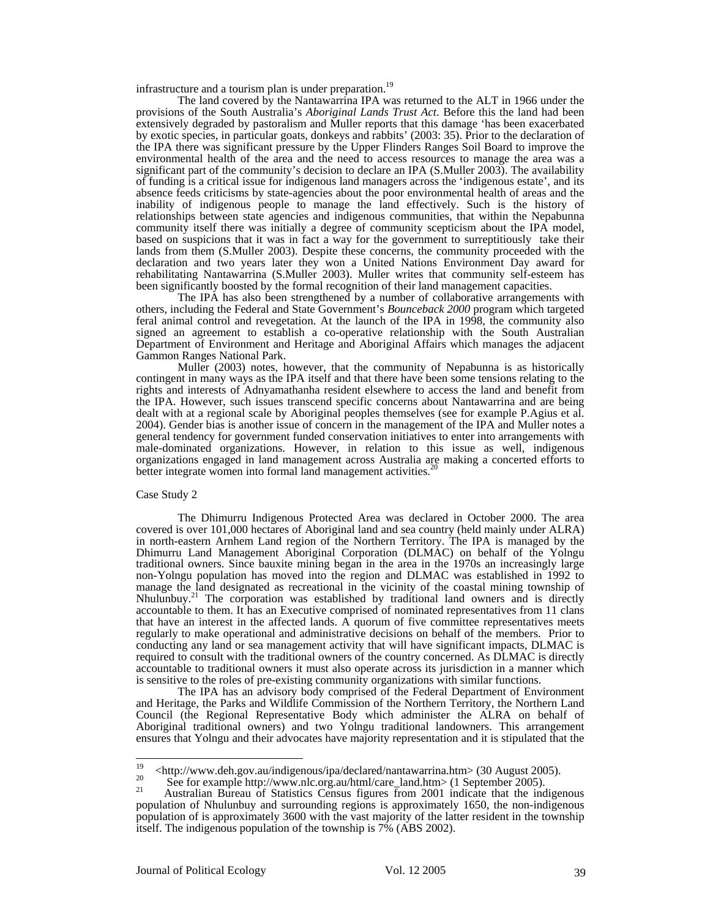infrastructure and a tourism plan is under preparation.[19]

The land covered by the Nantawarrina IPA was returned to the ALT in 1966 under the provisions of the South Australia's *Aboriginal Lands Trust Act*. Before this the land had been extensively degraded by pastoralism and Muller reports that this damage 'has been exacerbated by exotic species, in particular goats, donkeys and rabbits' (2003: 35). Prior to the declaration of the IPA there was significant pressure by the Upper Flinders Ranges Soil Board to improve the environmental health of the area and the need to access resources to manage the area was a significant part of the community's decision to declare an IPA (S.Muller 2003). The availability of funding is a critical issue for indigenous land managers across the 'indigenous estate', and its absence feeds criticisms by state-agencies about the poor environmental health of areas and the inability of indigenous people to manage the land effectively. Such is the history of relationships between state agencies and indigenous communities, that within the Nepabunna community itself there was initially a degree of community scepticism about the IPA model, based on suspicions that it was in fact a way for the government to surreptitiously take their lands from them (S.Muller 2003). Despite these concerns, the community proceeded with the declaration and two years later they won a United Nations Environment Day award for rehabilitating Nantawarrina (S.Muller 2003). Muller writes that community self-esteem has been significantly boosted by the formal recognition of their land management capacities.

The IPA has also been strengthened by a number of collaborative arrangements with others, including the Federal and State Government's *Bounceback 2000* program which targeted feral animal control and revegetation. At the launch of the IPA in 1998, the community also signed an agreement to establish a co-operative relationship with the South Australian Department of Environment and Heritage and Aboriginal Affairs which manages the adjacent Gammon Ranges National Park.

Muller (2003) notes, however, that the community of Nepabunna is as historically contingent in many ways as the IPA itself and that there have been some tensions relating to the rights and interests of Adnyamathanha resident elsewhere to access the land and benefit from the IPA. However, such issues transcend specific concerns about Nantawarrina and are being dealt with at a regional scale by Aboriginal peoples themselves (see for example P.Agius et al. 2004). Gender bias is another issue of concern in the management of the IPA and Muller notes a general tendency for government funded conservation initiatives to enter into arrangements with male-dominated organizations. However, in relation to this issue as well, indigenous organizations engaged in land management across Australia are making a concerted efforts to better integrate women into formal land management activities.[20]

Case Study 2

The Dhimurru Indigenous Protected Area was declared in October 2000. The area covered is over 101,000 hectares of Aboriginal land and sea country (held mainly under ALRA) in north-eastern Arnhem Land region of the Northern Territory. The IPA is managed by the Dhimurru Land Management Aboriginal Corporation (DLMAC) on behalf of the Yolngu traditional owners. Since bauxite mining began in the area in the 1970s an increasingly large non-Yolngu population has moved into the region and DLMAC was established in 1992 to manage the land designated as recreational in the vicinity of the coastal mining township of Nhulunbuy.[21] The corporation was established by traditional land owners and is directly accountable to them. It has an Executive comprised of nominated representatives from 11 clans that have an interest in the affected lands. A quorum of five committee representatives meets regularly to make operational and administrative decisions on behalf of the members. Prior to conducting any land or sea management activity that will have significant impacts, DLMAC is required to consult with the traditional owners of the country concerned. As DLMAC is directly accountable to traditional owners it must also operate across its jurisdiction in a manner which is sensitive to the roles of pre-existing community organizations with similar functions.

The IPA has an advisory body comprised of the Federal Department of Environment and Heritage, the Parks and Wildlife Commission of the Northern Territory, the Northern Land Council (the Regional Representative Body which administer the ALRA on behalf of Aboriginal traditional owners) and two Yolngu traditional landowners. This arrangement ensures that Yolngu and their advocates have majority representation and it is stipulated that the

---

[19] <http://www.deh.gov.au/indigenous/ipa/declared/nantawarrina.htm> (30 August 2005).

[20] See for example http://www.nlc.org.au/html/care_land.htm> (1 September 2005).

[21] Australian Bureau of Statistics Census figures from 2001 indicate that the indigenous population of Nhulunbuy and surrounding regions is approximately 1650, the non-indigenous population of is approximately 3600 with the vast majority of the latter resident in the township itself. The indigenous population of the township is 7% (ABS 2002).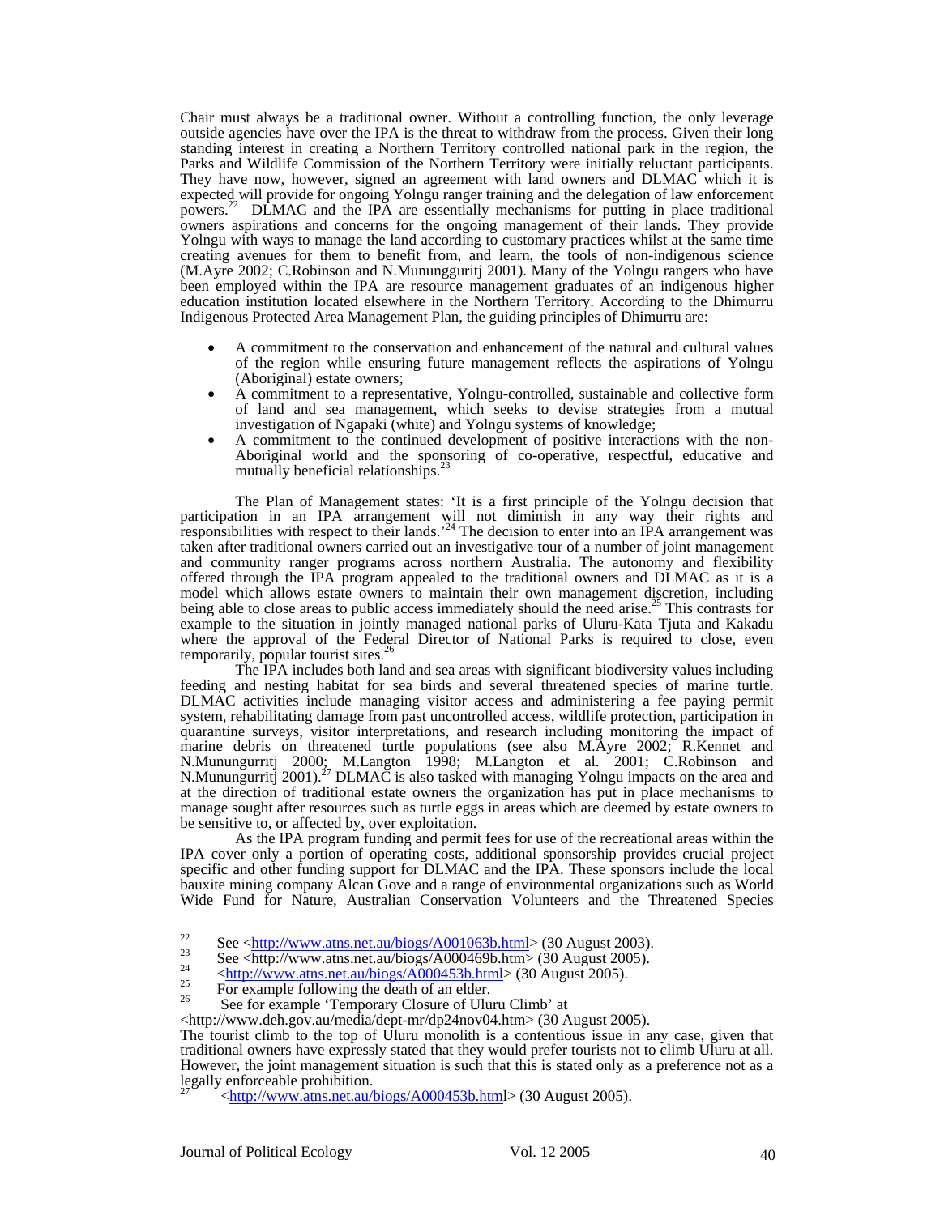Chair must always be a traditional owner. Without a controlling function, the only leverage outside agencies have over the IPA is the threat to withdraw from the process. Given their long standing interest in creating a Northern Territory controlled national park in the region, the Parks and Wildlife Commission of the Northern Territory were initially reluctant participants. They have now, however, signed an agreement with land owners and DLMAC which it is expected will provide for ongoing Yolngu ranger training and the delegation of law enforcement powers.[22] DLMAC and the IPA are essentially mechanisms for putting in place traditional owners aspirations and concerns for the ongoing management of their lands. They provide Yolngu with ways to manage the land according to customary practices whilst at the same time creating avenues for them to benefit from, and learn, the tools of non-indigenous science (M.Ayre 2002; C.Robinson and N.Munungguritj 2001). Many of the Yolngu rangers who have been employed within the IPA are resource management graduates of an indigenous higher education institution located elsewhere in the Northern Territory. According to the Dhimurru Indigenous Protected Area Management Plan, the guiding principles of Dhimurru are:

- A commitment to the conservation and enhancement of the natural and cultural values of the region while ensuring future management reflects the aspirations of Yolngu (Aboriginal) estate owners;
- A commitment to a representative, Yolngu-controlled, sustainable and collective form of land and sea management, which seeks to devise strategies from a mutual investigation of Ngapaki (white) and Yolngu systems of knowledge;
- A commitment to the continued development of positive interactions with the non-Aboriginal world and the sponsoring of co-operative, respectful, educative and mutually beneficial relationships.[23]

The Plan of Management states: 'It is a first principle of the Yolngu decision that participation in an IPA arrangement will not diminish in any way their rights and responsibilities with respect to their lands.'[24] The decision to enter into an IPA arrangement was taken after traditional owners carried out an investigative tour of a number of joint management and community ranger programs across northern Australia. The autonomy and flexibility offered through the IPA program appealed to the traditional owners and DLMAC as it is a model which allows estate owners to maintain their own management discretion, including being able to close areas to public access immediately should the need arise.[25] This contrasts for example to the situation in jointly managed national parks of Uluru-Kata Tjuta and Kakadu where the approval of the Federal Director of National Parks is required to close, even temporarily, popular tourist sites.[26]

The IPA includes both land and sea areas with significant biodiversity values including feeding and nesting habitat for sea birds and several threatened species of marine turtle. DLMAC activities include managing visitor access and administering a fee paying permit system, rehabilitating damage from past uncontrolled access, wildlife protection, participation in quarantine surveys, visitor interpretations, and research including monitoring the impact of marine debris on threatened turtle populations (see also M.Ayre 2002; R.Kennet and N.Munungurritj 2000; M.Langton 1998; M.Langton et al. 2001; C.Robinson and N.Munungurritj 2001).[27] DLMAC is also tasked with managing Yolngu impacts on the area and at the direction of traditional estate owners the organization has put in place mechanisms to manage sought after resources such as turtle eggs in areas which are deemed by estate owners to be sensitive to, or affected by, over exploitation.

As the IPA program funding and permit fees for use of the recreational areas within the IPA cover only a portion of operating costs, additional sponsorship provides crucial project specific and other funding support for DLMAC and the IPA. These sponsors include the local bauxite mining company Alcan Gove and a range of environmental organizations such as World Wide Fund for Nature, Australian Conservation Volunteers and the Threatened Species

---

[22] See <http://www.atns.net.au/biogs/A001063b.html> (30 August 2003).

[23] See <http://www.atns.net.au/biogs/A000469b.htm> (30 August 2005).

[24] <http://www.atns.net.au/biogs/A000453b.html> (30 August 2005).

[25] For example following the death of an elder.

[26] See for example 'Temporary Closure of Uluru Climb' at <http://www.deh.gov.au/media/dept-mr/dp24nov04.htm> (30 August 2005).
The tourist climb to the top of Uluru monolith is a contentious issue in any case, given that traditional owners have expressly stated that they would prefer tourists not to climb Uluru at all. However, the joint management situation is such that this is stated only as a preference not as a legally enforceable prohibition.

[27] <http://www.atns.net.au/biogs/A000453b.html> (30 August 2005).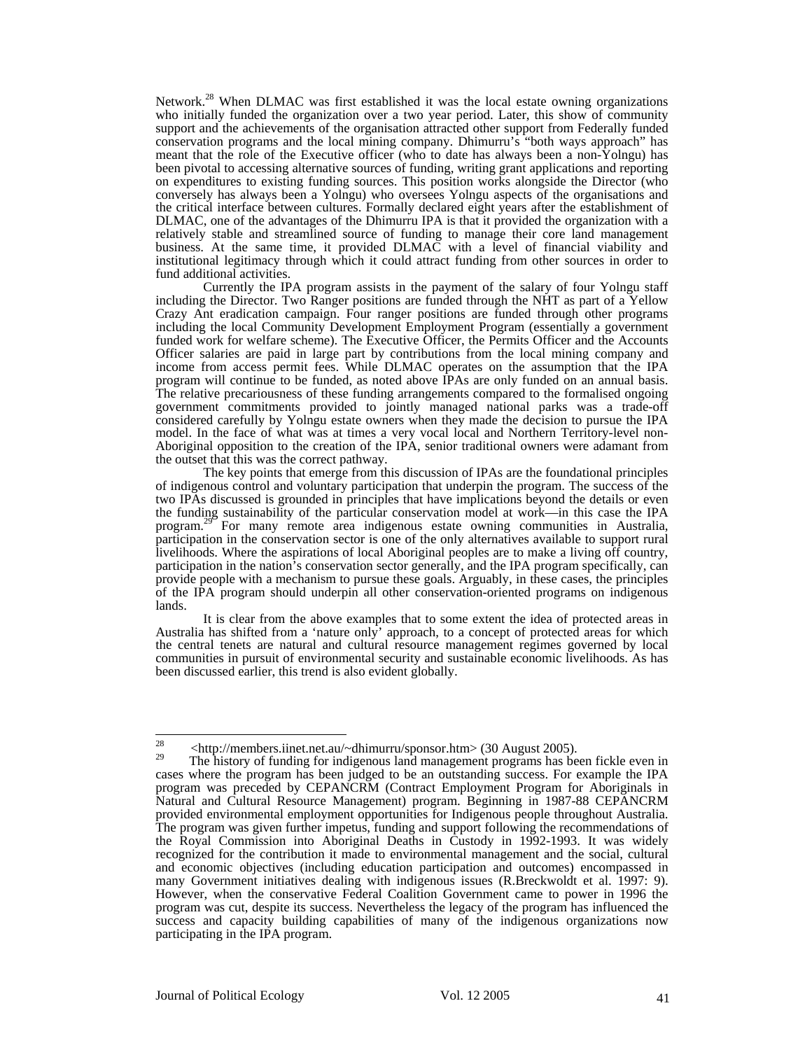Network.[28] When DLMAC was first established it was the local estate owning organizations who initially funded the organization over a two year period. Later, this show of community support and the achievements of the organisation attracted other support from Federally funded conservation programs and the local mining company. Dhimurru's "both ways approach" has meant that the role of the Executive officer (who to date has always been a non-Yolngu) has been pivotal to accessing alternative sources of funding, writing grant applications and reporting on expenditures to existing funding sources. This position works alongside the Director (who conversely has always been a Yolngu) who oversees Yolngu aspects of the organisations and the critical interface between cultures. Formally declared eight years after the establishment of DLMAC, one of the advantages of the Dhimurru IPA is that it provided the organization with a relatively stable and streamlined source of funding to manage their core land management business. At the same time, it provided DLMAC with a level of financial viability and institutional legitimacy through which it could attract funding from other sources in order to fund additional activities.

Currently the IPA program assists in the payment of the salary of four Yolngu staff including the Director. Two Ranger positions are funded through the NHT as part of a Yellow Crazy Ant eradication campaign. Four ranger positions are funded through other programs including the local Community Development Employment Program (essentially a government funded work for welfare scheme). The Executive Officer, the Permits Officer and the Accounts Officer salaries are paid in large part by contributions from the local mining company and income from access permit fees. While DLMAC operates on the assumption that the IPA program will continue to be funded, as noted above IPAs are only funded on an annual basis. The relative precariousness of these funding arrangements compared to the formalised ongoing government commitments provided to jointly managed national parks was a trade-off considered carefully by Yolngu estate owners when they made the decision to pursue the IPA model. In the face of what was at times a very vocal local and Northern Territory-level non-Aboriginal opposition to the creation of the IPA, senior traditional owners were adamant from the outset that this was the correct pathway.

The key points that emerge from this discussion of IPAs are the foundational principles of indigenous control and voluntary participation that underpin the program. The success of the two IPAs discussed is grounded in principles that have implications beyond the details or even the funding sustainability of the particular conservation model at work—in this case the IPA program.[29] For many remote area indigenous estate owning communities in Australia, participation in the conservation sector is one of the only alternatives available to support rural livelihoods. Where the aspirations of local Aboriginal peoples are to make a living off country, participation in the nation's conservation sector generally, and the IPA program specifically, can provide people with a mechanism to pursue these goals. Arguably, in these cases, the principles of the IPA program should underpin all other conservation-oriented programs on indigenous lands.

It is clear from the above examples that to some extent the idea of protected areas in Australia has shifted from a 'nature only' approach, to a concept of protected areas for which the central tenets are natural and cultural resource management regimes governed by local communities in pursuit of environmental security and sustainable economic livelihoods. As has been discussed earlier, this trend is also evident globally.

---

[28] <http://members.iinet.net.au/~dhimurru/sponsor.htm> (30 August 2005).

[29] The history of funding for indigenous land management programs has been fickle even in cases where the program has been judged to be an outstanding success. For example the IPA program was preceded by CEPANCRM (Contract Employment Program for Aboriginals in Natural and Cultural Resource Management) program. Beginning in 1987-88 CEPANCRM provided environmental employment opportunities for Indigenous people throughout Australia. The program was given further impetus, funding and support following the recommendations of the Royal Commission into Aboriginal Deaths in Custody in 1992-1993. It was widely recognized for the contribution it made to environmental management and the social, cultural and economic objectives (including education participation and outcomes) encompassed in many Government initiatives dealing with indigenous issues (R.Breckwoldt et al. 1997: 9). However, when the conservative Federal Coalition Government came to power in 1996 the program was cut, despite its success. Nevertheless the legacy of the program has influenced the success and capacity building capabilities of many of the indigenous organizations now participating in the IPA program.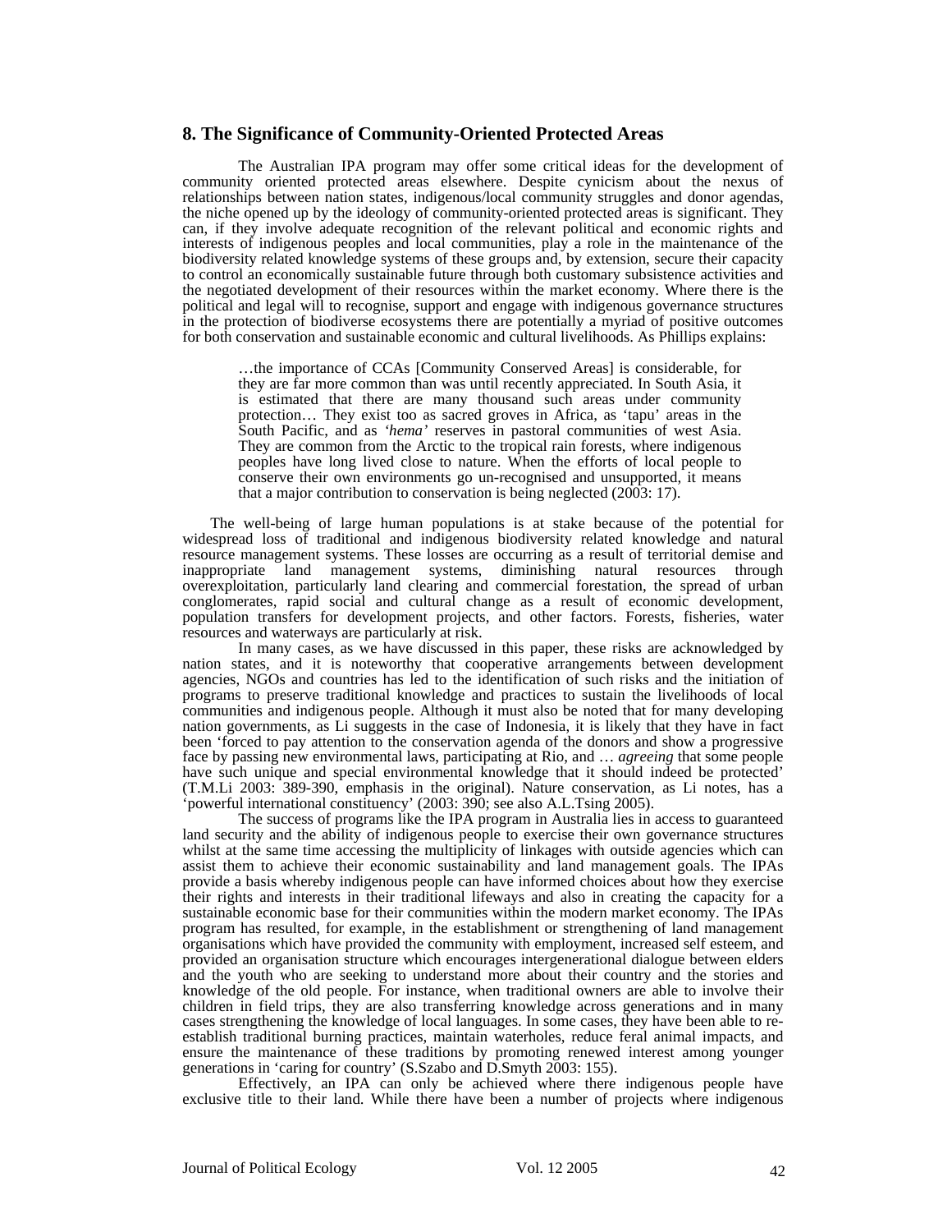## 8. The Significance of Community-Oriented Protected Areas

The Australian IPA program may offer some critical ideas for the development of community oriented protected areas elsewhere. Despite cynicism about the nexus of relationships between nation states, indigenous/local community struggles and donor agendas, the niche opened up by the ideology of community-oriented protected areas is significant. They can, if they involve adequate recognition of the relevant political and economic rights and interests of indigenous peoples and local communities, play a role in the maintenance of the biodiversity related knowledge systems of these groups and, by extension, secure their capacity to control an economically sustainable future through both customary subsistence activities and the negotiated development of their resources within the market economy. Where there is the political and legal will to recognise, support and engage with indigenous governance structures in the protection of biodiverse ecosystems there are potentially a myriad of positive outcomes for both conservation and sustainable economic and cultural livelihoods. As Phillips explains:

> …the importance of CCAs [Community Conserved Areas] is considerable, for they are far more common than was until recently appreciated. In South Asia, it is estimated that there are many thousand such areas under community protection… They exist too as sacred groves in Africa, as 'tapu' areas in the South Pacific, and as *'hema'* reserves in pastoral communities of west Asia. They are common from the Arctic to the tropical rain forests, where indigenous peoples have long lived close to nature. When the efforts of local people to conserve their own environments go un-recognised and unsupported, it means that a major contribution to conservation is being neglected (2003: 17).

The well-being of large human populations is at stake because of the potential for widespread loss of traditional and indigenous biodiversity related knowledge and natural resource management systems. These losses are occurring as a result of territorial demise and inappropriate land management systems, diminishing natural resources through overexploitation, particularly land clearing and commercial forestation, the spread of urban conglomerates, rapid social and cultural change as a result of economic development, population transfers for development projects, and other factors. Forests, fisheries, water resources and waterways are particularly at risk.

In many cases, as we have discussed in this paper, these risks are acknowledged by nation states, and it is noteworthy that cooperative arrangements between development agencies, NGOs and countries has led to the identification of such risks and the initiation of programs to preserve traditional knowledge and practices to sustain the livelihoods of local communities and indigenous people. Although it must also be noted that for many developing nation governments, as Li suggests in the case of Indonesia, it is likely that they have in fact been 'forced to pay attention to the conservation agenda of the donors and show a progressive face by passing new environmental laws, participating at Rio, and … *agreeing* that some people have such unique and special environmental knowledge that it should indeed be protected' (T.M.Li 2003: 389-390, emphasis in the original). Nature conservation, as Li notes, has a 'powerful international constituency' (2003: 390; see also A.L.Tsing 2005).

The success of programs like the IPA program in Australia lies in access to guaranteed land security and the ability of indigenous people to exercise their own governance structures whilst at the same time accessing the multiplicity of linkages with outside agencies which can assist them to achieve their economic sustainability and land management goals. The IPAs provide a basis whereby indigenous people can have informed choices about how they exercise their rights and interests in their traditional lifeways and also in creating the capacity for a sustainable economic base for their communities within the modern market economy. The IPAs program has resulted, for example, in the establishment or strengthening of land management organisations which have provided the community with employment, increased self esteem, and provided an organisation structure which encourages intergenerational dialogue between elders and the youth who are seeking to understand more about their country and the stories and knowledge of the old people. For instance, when traditional owners are able to involve their children in field trips, they are also transferring knowledge across generations and in many cases strengthening the knowledge of local languages. In some cases, they have been able to re-establish traditional burning practices, maintain waterholes, reduce feral animal impacts, and ensure the maintenance of these traditions by promoting renewed interest among younger generations in 'caring for country' (S.Szabo and D.Smyth 2003: 155).

Effectively, an IPA can only be achieved where there indigenous people have exclusive title to their land. While there have been a number of projects where indigenous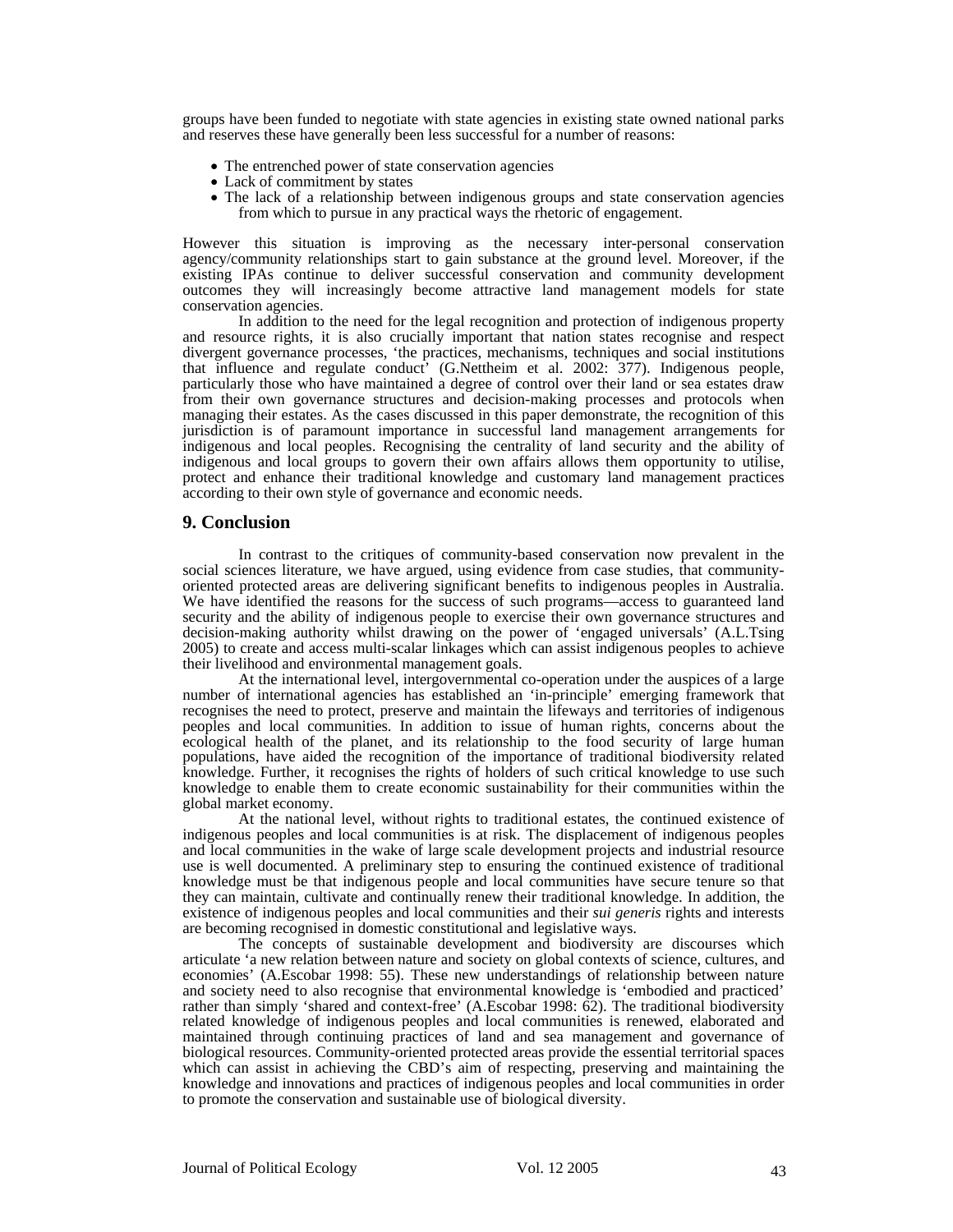groups have been funded to negotiate with state agencies in existing state owned national parks and reserves these have generally been less successful for a number of reasons:

- The entrenched power of state conservation agencies
- Lack of commitment by states
- The lack of a relationship between indigenous groups and state conservation agencies from which to pursue in any practical ways the rhetoric of engagement.

However this situation is improving as the necessary inter-personal conservation agency/community relationships start to gain substance at the ground level. Moreover, if the existing IPAs continue to deliver successful conservation and community development outcomes they will increasingly become attractive land management models for state conservation agencies.

In addition to the need for the legal recognition and protection of indigenous property and resource rights, it is also crucially important that nation states recognise and respect divergent governance processes, 'the practices, mechanisms, techniques and social institutions that influence and regulate conduct' (G.Nettheim et al. 2002: 377). Indigenous people, particularly those who have maintained a degree of control over their land or sea estates draw from their own governance structures and decision-making processes and protocols when managing their estates. As the cases discussed in this paper demonstrate, the recognition of this jurisdiction is of paramount importance in successful land management arrangements for indigenous and local peoples. Recognising the centrality of land security and the ability of indigenous and local groups to govern their own affairs allows them opportunity to utilise, protect and enhance their traditional knowledge and customary land management practices according to their own style of governance and economic needs.

## 9. Conclusion

In contrast to the critiques of community-based conservation now prevalent in the social sciences literature, we have argued, using evidence from case studies, that community-oriented protected areas are delivering significant benefits to indigenous peoples in Australia. We have identified the reasons for the success of such programs—access to guaranteed land security and the ability of indigenous people to exercise their own governance structures and decision-making authority whilst drawing on the power of 'engaged universals' (A.L.Tsing 2005) to create and access multi-scalar linkages which can assist indigenous peoples to achieve their livelihood and environmental management goals.

At the international level, intergovernmental co-operation under the auspices of a large number of international agencies has established an 'in-principle' emerging framework that recognises the need to protect, preserve and maintain the lifeways and territories of indigenous peoples and local communities. In addition to issue of human rights, concerns about the ecological health of the planet, and its relationship to the food security of large human populations, have aided the recognition of the importance of traditional biodiversity related knowledge. Further, it recognises the rights of holders of such critical knowledge to use such knowledge to enable them to create economic sustainability for their communities within the global market economy.

At the national level, without rights to traditional estates, the continued existence of indigenous peoples and local communities is at risk. The displacement of indigenous peoples and local communities in the wake of large scale development projects and industrial resource use is well documented. A preliminary step to ensuring the continued existence of traditional knowledge must be that indigenous people and local communities have secure tenure so that they can maintain, cultivate and continually renew their traditional knowledge. In addition, the existence of indigenous peoples and local communities and their *sui generis* rights and interests are becoming recognised in domestic constitutional and legislative ways.

The concepts of sustainable development and biodiversity are discourses which articulate 'a new relation between nature and society on global contexts of science, cultures, and economies' (A.Escobar 1998: 55). These new understandings of relationship between nature and society need to also recognise that environmental knowledge is 'embodied and practiced' rather than simply 'shared and context-free' (A.Escobar 1998: 62). The traditional biodiversity related knowledge of indigenous peoples and local communities is renewed, elaborated and maintained through continuing practices of land and sea management and governance of biological resources. Community-oriented protected areas provide the essential territorial spaces which can assist in achieving the CBD's aim of respecting, preserving and maintaining the knowledge and innovations and practices of indigenous peoples and local communities in order to promote the conservation and sustainable use of biological diversity.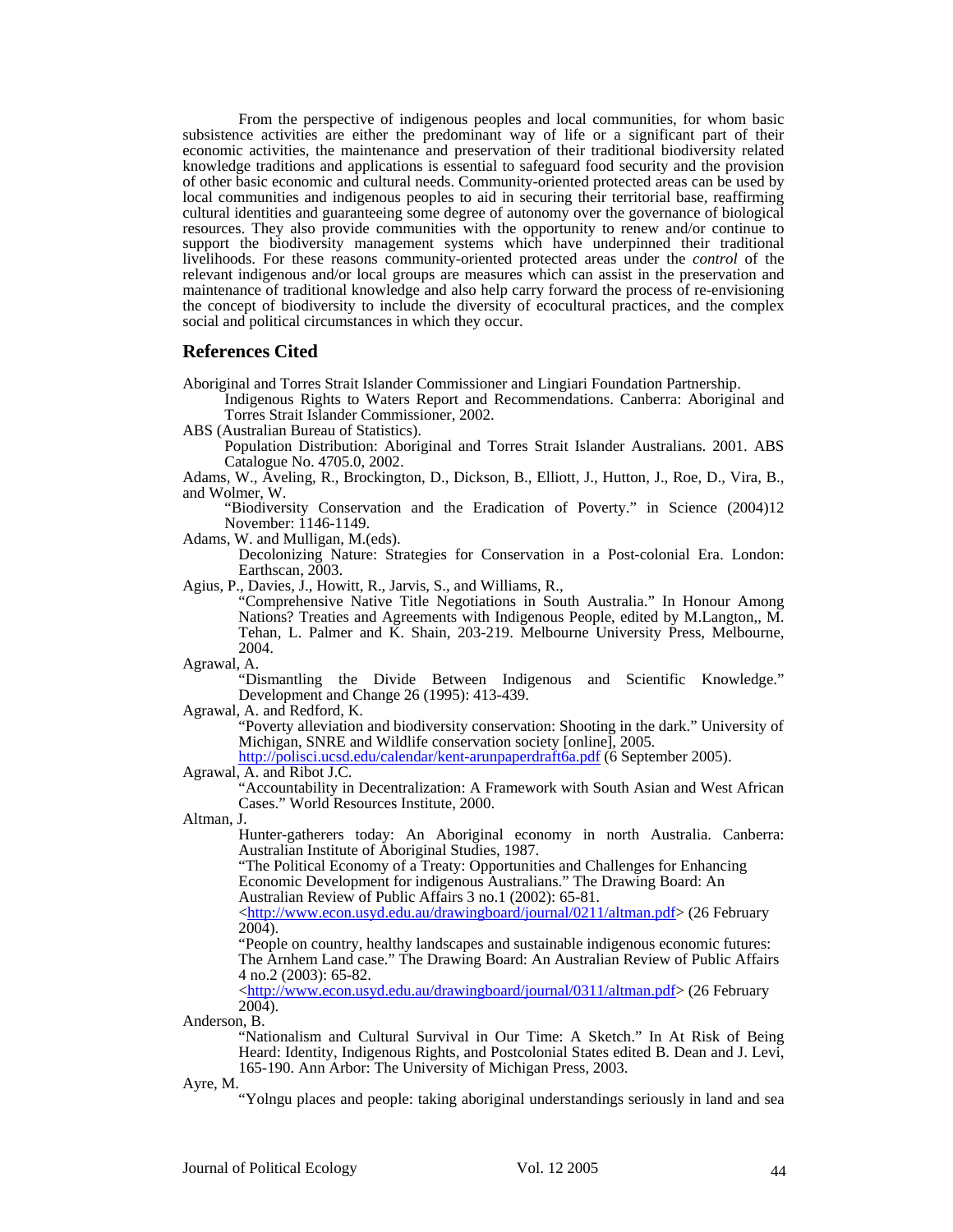From the perspective of indigenous peoples and local communities, for whom basic subsistence activities are either the predominant way of life or a significant part of their economic activities, the maintenance and preservation of their traditional biodiversity related knowledge traditions and applications is essential to safeguard food security and the provision of other basic economic and cultural needs. Community-oriented protected areas can be used by local communities and indigenous peoples to aid in securing their territorial base, reaffirming cultural identities and guaranteeing some degree of autonomy over the governance of biological resources. They also provide communities with the opportunity to renew and/or continue to support the biodiversity management systems which have underpinned their traditional livelihoods. For these reasons community-oriented protected areas under the *control* of the relevant indigenous and/or local groups are measures which can assist in the preservation and maintenance of traditional knowledge and also help carry forward the process of re-envisioning the concept of biodiversity to include the diversity of ecocultural practices, and the complex social and political circumstances in which they occur.

## References Cited

Aboriginal and Torres Strait Islander Commissioner and Lingiari Foundation Partnership.
Indigenous Rights to Waters Report and Recommendations. Canberra: Aboriginal and Torres Strait Islander Commissioner, 2002.

ABS (Australian Bureau of Statistics).
Population Distribution: Aboriginal and Torres Strait Islander Australians. 2001. ABS Catalogue No. 4705.0, 2002.

Adams, W., Aveling, R., Brockington, D., Dickson, B., Elliott, J., Hutton, J., Roe, D., Vira, B., and Wolmer, W.
"Biodiversity Conservation and the Eradication of Poverty." in Science (2004)12 November: 1146-1149.

Adams, W. and Mulligan, M.(eds).
Decolonizing Nature: Strategies for Conservation in a Post-colonial Era. London: Earthscan, 2003.

Agius, P., Davies, J., Howitt, R., Jarvis, S., and Williams, R.,
"Comprehensive Native Title Negotiations in South Australia." In Honour Among Nations? Treaties and Agreements with Indigenous People, edited by M.Langton,, M. Tehan, L. Palmer and K. Shain, 203-219. Melbourne University Press, Melbourne, 2004.

Agrawal, A.
"Dismantling the Divide Between Indigenous and Scientific Knowledge." Development and Change 26 (1995): 413-439.

Agrawal, A. and Redford, K.
"Poverty alleviation and biodiversity conservation: Shooting in the dark." University of Michigan, SNRE and Wildlife conservation society [online], 2005.
http://polisci.ucsd.edu/calendar/kent-arunpaperdraft6a.pdf (6 September 2005).

Agrawal, A. and Ribot J.C.
"Accountability in Decentralization: A Framework with South Asian and West African Cases." World Resources Institute, 2000.

Altman, J.
Hunter-gatherers today: An Aboriginal economy in north Australia. Canberra: Australian Institute of Aboriginal Studies, 1987.
"The Political Economy of a Treaty: Opportunities and Challenges for Enhancing Economic Development for indigenous Australians." The Drawing Board: An Australian Review of Public Affairs 3 no.1 (2002): 65-81.
<http://www.econ.usyd.edu.au/drawingboard/journal/0211/altman.pdf> (26 February 2004).
"People on country, healthy landscapes and sustainable indigenous economic futures: The Arnhem Land case." The Drawing Board: An Australian Review of Public Affairs 4 no.2 (2003): 65-82.
<http://www.econ.usyd.edu.au/drawingboard/journal/0311/altman.pdf> (26 February 2004).

Anderson, B.
"Nationalism and Cultural Survival in Our Time: A Sketch." In At Risk of Being Heard: Identity, Indigenous Rights, and Postcolonial States edited B. Dean and J. Levi, 165-190. Ann Arbor: The University of Michigan Press, 2003.

Ayre, M.
"Yolngu places and people: taking aboriginal understandings seriously in land and sea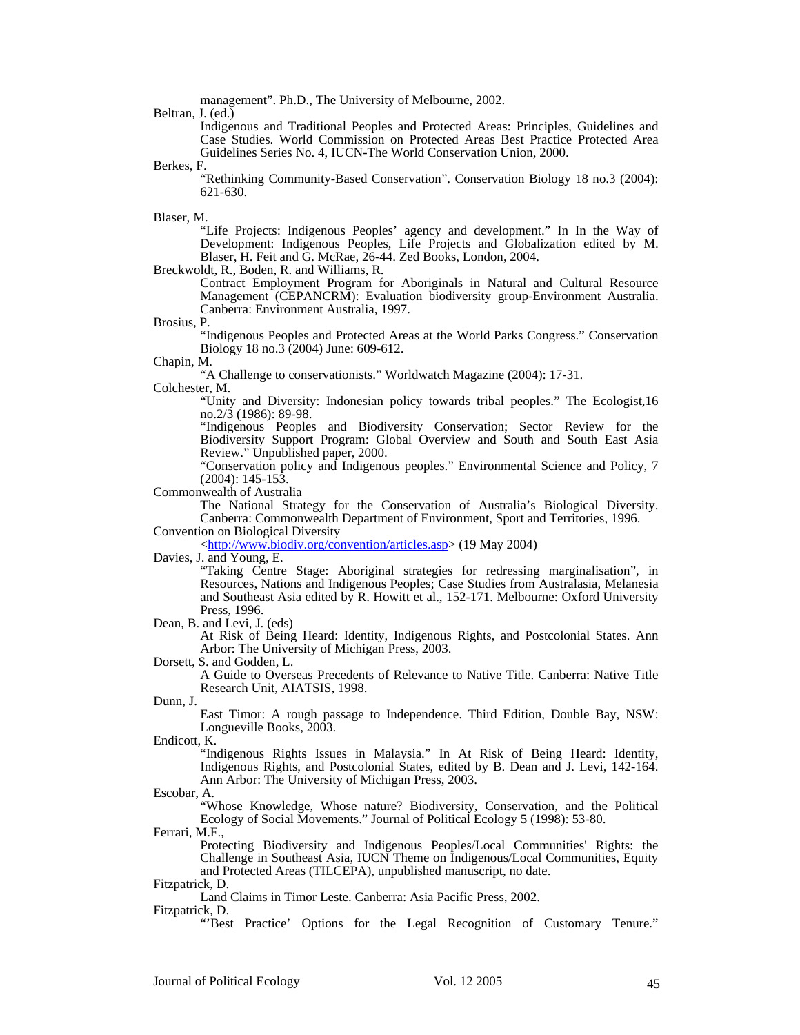management". Ph.D., The University of Melbourne, 2002.

Beltran, J. (ed.)

Indigenous and Traditional Peoples and Protected Areas: Principles, Guidelines and Case Studies. World Commission on Protected Areas Best Practice Protected Area Guidelines Series No. 4, IUCN-The World Conservation Union, 2000.

Berkes, F.

"Rethinking Community-Based Conservation". Conservation Biology 18 no.3 (2004): 621-630.

Blaser, M.

"Life Projects: Indigenous Peoples' agency and development." In In the Way of Development: Indigenous Peoples, Life Projects and Globalization edited by M. Blaser, H. Feit and G. McRae, 26-44. Zed Books, London, 2004.

Breckwoldt, R., Boden, R. and Williams, R.

Contract Employment Program for Aboriginals in Natural and Cultural Resource Management (CEPANCRM): Evaluation biodiversity group-Environment Australia. Canberra: Environment Australia, 1997.

Brosius, P.

"Indigenous Peoples and Protected Areas at the World Parks Congress." Conservation Biology 18 no.3 (2004) June: 609-612.

Chapin, M.

"A Challenge to conservationists." Worldwatch Magazine (2004): 17-31.

Colchester, M.

"Unity and Diversity: Indonesian policy towards tribal peoples." The Ecologist,16 no.2/3 (1986): 89-98.

"Indigenous Peoples and Biodiversity Conservation; Sector Review for the Biodiversity Support Program: Global Overview and South and South East Asia Review." Unpublished paper, 2000.

"Conservation policy and Indigenous peoples." Environmental Science and Policy, 7 (2004): 145-153.

Commonwealth of Australia

The National Strategy for the Conservation of Australia's Biological Diversity. Canberra: Commonwealth Department of Environment, Sport and Territories, 1996.

Convention on Biological Diversity

<http://www.biodiv.org/convention/articles.asp> (19 May 2004)

Davies, J. and Young, E.

"Taking Centre Stage: Aboriginal strategies for redressing marginalisation", in Resources, Nations and Indigenous Peoples; Case Studies from Australasia, Melanesia and Southeast Asia edited by R. Howitt et al., 152-171. Melbourne: Oxford University Press, 1996.

Dean, B. and Levi, J. (eds)

At Risk of Being Heard: Identity, Indigenous Rights, and Postcolonial States. Ann Arbor: The University of Michigan Press, 2003.

Dorsett, S. and Godden, L.

A Guide to Overseas Precedents of Relevance to Native Title. Canberra: Native Title Research Unit, AIATSIS, 1998.

Dunn, J.

East Timor: A rough passage to Independence. Third Edition, Double Bay, NSW: Longueville Books, 2003.

Endicott, K.

"Indigenous Rights Issues in Malaysia." In At Risk of Being Heard: Identity, Indigenous Rights, and Postcolonial States, edited by B. Dean and J. Levi, 142-164. Ann Arbor: The University of Michigan Press, 2003.

Escobar, A.

"Whose Knowledge, Whose nature? Biodiversity, Conservation, and the Political Ecology of Social Movements." Journal of Political Ecology 5 (1998): 53-80.

Ferrari, M.F.,

Protecting Biodiversity and Indigenous Peoples/Local Communities' Rights: the Challenge in Southeast Asia, IUCN Theme on Indigenous/Local Communities, Equity and Protected Areas (TILCEPA), unpublished manuscript, no date.

Fitzpatrick, D.

Land Claims in Timor Leste. Canberra: Asia Pacific Press, 2002.

Fitzpatrick, D.

"'Best Practice' Options for the Legal Recognition of Customary Tenure."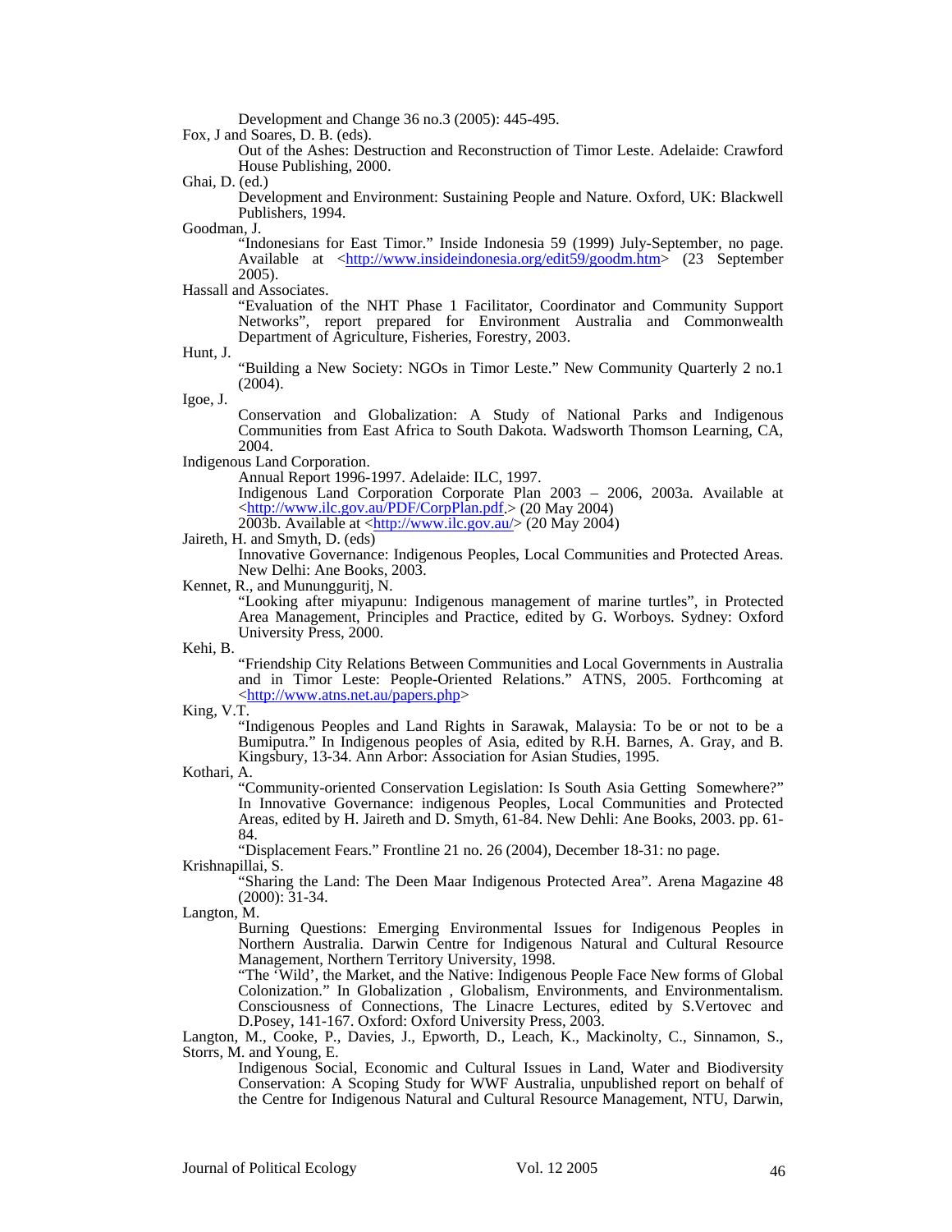Development and Change 36 no.3 (2005): 445-495.

Fox, J and Soares, D. B. (eds).

Out of the Ashes: Destruction and Reconstruction of Timor Leste. Adelaide: Crawford House Publishing, 2000.

Ghai, D. (ed.)

Development and Environment: Sustaining People and Nature. Oxford, UK: Blackwell Publishers, 1994.

Goodman, J.

"Indonesians for East Timor." Inside Indonesia 59 (1999) July-September, no page. Available at <http://www.insideindonesia.org/edit59/goodm.htm> (23 September 2005).

Hassall and Associates.

"Evaluation of the NHT Phase 1 Facilitator, Coordinator and Community Support Networks", report prepared for Environment Australia and Commonwealth Department of Agriculture, Fisheries, Forestry, 2003.

Hunt, J.

"Building a New Society: NGOs in Timor Leste." New Community Quarterly 2 no.1 (2004).

Igoe, J.

Conservation and Globalization: A Study of National Parks and Indigenous Communities from East Africa to South Dakota. Wadsworth Thomson Learning, CA, 2004.

Indigenous Land Corporation.

Annual Report 1996-1997. Adelaide: ILC, 1997.

Indigenous Land Corporation Corporate Plan 2003 – 2006, 2003a. Available at <http://www.ilc.gov.au/PDF/CorpPlan.pdf.> (20 May 2004)

2003b. Available at <http://www.ilc.gov.au/> (20 May 2004)

Jaireth, H. and Smyth, D. (eds)

Innovative Governance: Indigenous Peoples, Local Communities and Protected Areas. New Delhi: Ane Books, 2003.

Kennet, R., and Munungguritj, N.

"Looking after miyapunu: Indigenous management of marine turtles", in Protected Area Management, Principles and Practice, edited by G. Worboys. Sydney: Oxford University Press, 2000.

Kehi, B.

"Friendship City Relations Between Communities and Local Governments in Australia and in Timor Leste: People-Oriented Relations." ATNS, 2005. Forthcoming at <http://www.atns.net.au/papers.php>

King, V.T.

"Indigenous Peoples and Land Rights in Sarawak, Malaysia: To be or not to be a Bumiputra." In Indigenous peoples of Asia, edited by R.H. Barnes, A. Gray, and B. Kingsbury, 13-34. Ann Arbor: Association for Asian Studies, 1995.

Kothari, A.

"Community-oriented Conservation Legislation: Is South Asia Getting Somewhere?" In Innovative Governance: indigenous Peoples, Local Communities and Protected Areas, edited by H. Jaireth and D. Smyth, 61-84. New Dehli: Ane Books, 2003. pp. 61-84.

"Displacement Fears." Frontline 21 no. 26 (2004), December 18-31: no page.

Krishnapillai, S.

"Sharing the Land: The Deen Maar Indigenous Protected Area". Arena Magazine 48 (2000): 31-34.

Langton, M.

Burning Questions: Emerging Environmental Issues for Indigenous Peoples in Northern Australia. Darwin Centre for Indigenous Natural and Cultural Resource Management, Northern Territory University, 1998.

"The 'Wild', the Market, and the Native: Indigenous People Face New forms of Global Colonization." In Globalization , Globalism, Environments, and Environmentalism. Consciousness of Connections, The Linacre Lectures, edited by S.Vertovec and D.Posey, 141-167. Oxford: Oxford University Press, 2003.

Langton, M., Cooke, P., Davies, J., Epworth, D., Leach, K., Mackinolty, C., Sinnamon, S., Storrs, M. and Young, E.

Indigenous Social, Economic and Cultural Issues in Land, Water and Biodiversity Conservation: A Scoping Study for WWF Australia, unpublished report on behalf of the Centre for Indigenous Natural and Cultural Resource Management, NTU, Darwin,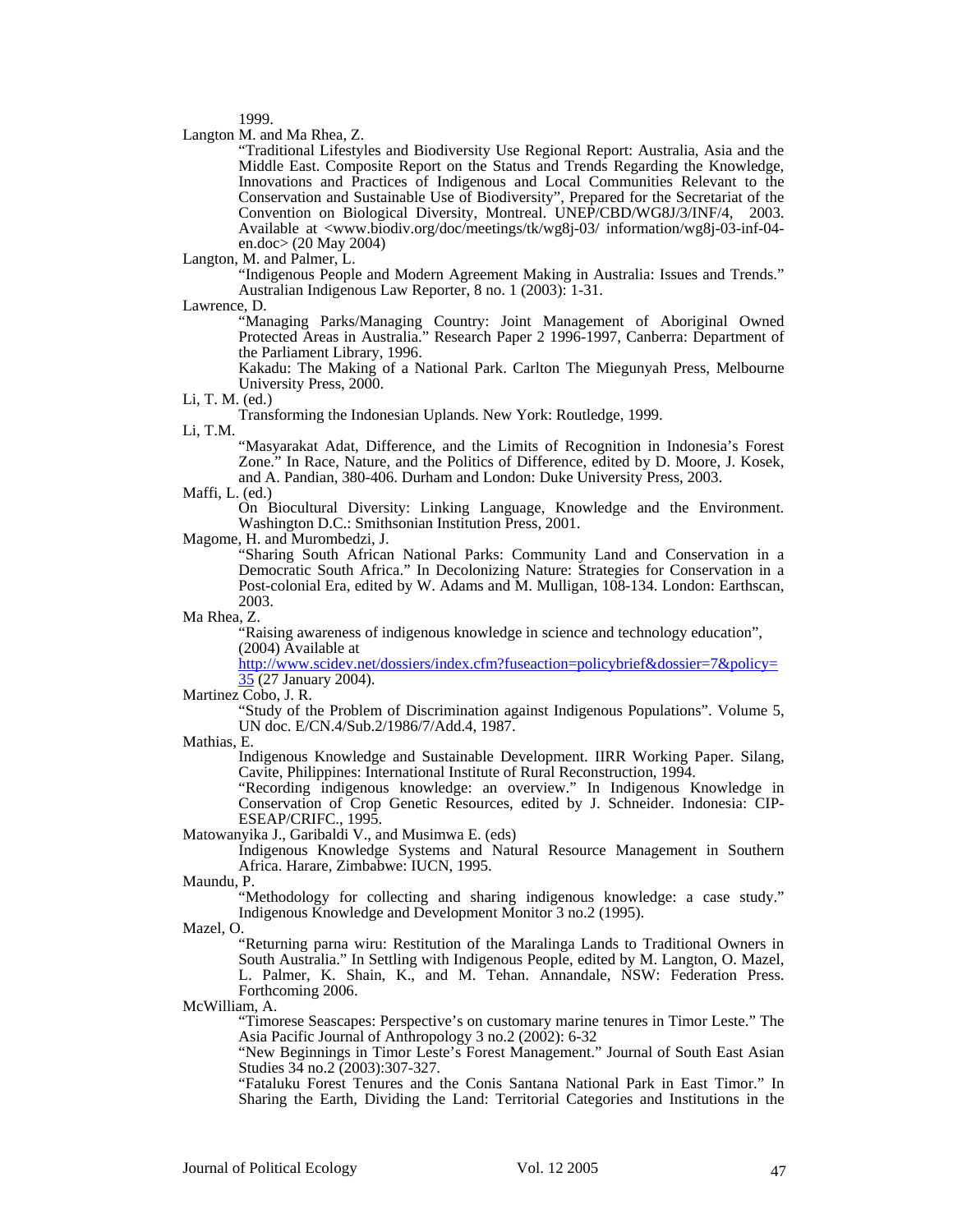1999.

Langton M. and Ma Rhea, Z.

"Traditional Lifestyles and Biodiversity Use Regional Report: Australia, Asia and the Middle East. Composite Report on the Status and Trends Regarding the Knowledge, Innovations and Practices of Indigenous and Local Communities Relevant to the Conservation and Sustainable Use of Biodiversity", Prepared for the Secretariat of the Convention on Biological Diversity, Montreal. UNEP/CBD/WG8J/3/INF/4, 2003. Available at <www.biodiv.org/doc/meetings/tk/wg8j-03/ information/wg8j-03-inf-04-en.doc> (20 May 2004)

Langton, M. and Palmer, L.

"Indigenous People and Modern Agreement Making in Australia: Issues and Trends." Australian Indigenous Law Reporter, 8 no. 1 (2003): 1-31.

Lawrence, D.

"Managing Parks/Managing Country: Joint Management of Aboriginal Owned Protected Areas in Australia." Research Paper 2 1996-1997, Canberra: Department of the Parliament Library, 1996.

Kakadu: The Making of a National Park. Carlton The Miegunyah Press, Melbourne University Press, 2000.

Li, T. M. (ed.)

Transforming the Indonesian Uplands. New York: Routledge, 1999.

Li, T.M.

"Masyarakat Adat, Difference, and the Limits of Recognition in Indonesia's Forest Zone." In Race, Nature, and the Politics of Difference, edited by D. Moore, J. Kosek, and A. Pandian, 380-406. Durham and London: Duke University Press, 2003.

Maffi, L. (ed.)

On Biocultural Diversity: Linking Language, Knowledge and the Environment. Washington D.C.: Smithsonian Institution Press, 2001.

Magome, H. and Murombedzi, J.

"Sharing South African National Parks: Community Land and Conservation in a Democratic South Africa." In Decolonizing Nature: Strategies for Conservation in a Post-colonial Era, edited by W. Adams and M. Mulligan, 108-134. London: Earthscan, 2003.

Ma Rhea, Z.

"Raising awareness of indigenous knowledge in science and technology education", (2004) Available at http://www.scidev.net/dossiers/index.cfm?fuseaction=policybrief&dossier=7&policy=35 (27 January 2004).

Martinez Cobo, J. R.

"Study of the Problem of Discrimination against Indigenous Populations". Volume 5, UN doc. E/CN.4/Sub.2/1986/7/Add.4, 1987.

Mathias, E.

Indigenous Knowledge and Sustainable Development. IIRR Working Paper. Silang, Cavite, Philippines: International Institute of Rural Reconstruction, 1994.

"Recording indigenous knowledge: an overview." In Indigenous Knowledge in Conservation of Crop Genetic Resources, edited by J. Schneider. Indonesia: CIP-ESEAP/CRIFC., 1995.

Matowanyika J., Garibaldi V., and Musimwa E. (eds)

Indigenous Knowledge Systems and Natural Resource Management in Southern Africa. Harare, Zimbabwe: IUCN, 1995.

Maundu, P.

"Methodology for collecting and sharing indigenous knowledge: a case study." Indigenous Knowledge and Development Monitor 3 no.2 (1995).

Mazel, O.

"Returning parna wiru: Restitution of the Maralinga Lands to Traditional Owners in South Australia." In Settling with Indigenous People, edited by M. Langton, O. Mazel, L. Palmer, K. Shain, K., and M. Tehan. Annandale, NSW: Federation Press. Forthcoming 2006.

McWilliam, A.

"Timorese Seascapes: Perspective's on customary marine tenures in Timor Leste." The Asia Pacific Journal of Anthropology 3 no.2 (2002): 6-32

"New Beginnings in Timor Leste's Forest Management." Journal of South East Asian Studies 34 no.2 (2003):307-327.

"Fataluku Forest Tenures and the Conis Santana National Park in East Timor." In Sharing the Earth, Dividing the Land: Territorial Categories and Institutions in the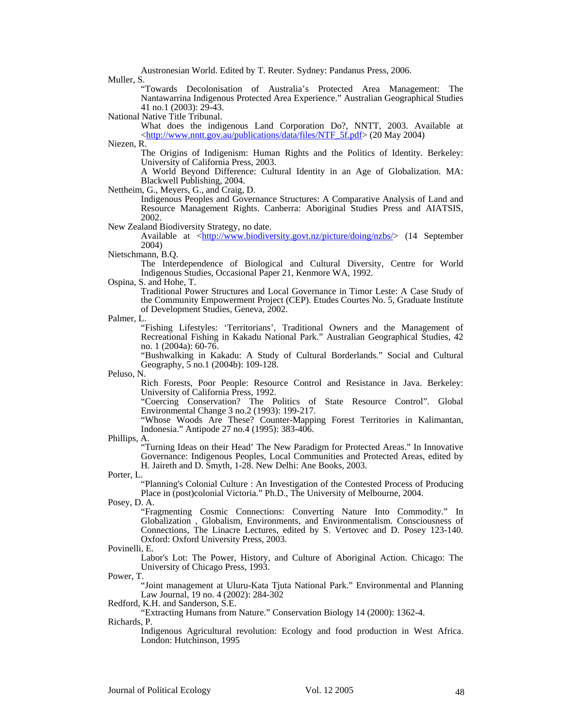Austronesian World. Edited by T. Reuter. Sydney: Pandanus Press, 2006.

Muller, S.

"Towards Decolonisation of Australia's Protected Area Management: The Nantawarrina Indigenous Protected Area Experience." Australian Geographical Studies 41 no.1 (2003): 29-43.

National Native Title Tribunal.

What does the indigenous Land Corporation Do?, NNTT, 2003. Available at <http://www.nntt.gov.au/publications/data/files/NTF_5f.pdf> (20 May 2004)

Niezen, R.

The Origins of Indigenism: Human Rights and the Politics of Identity. Berkeley: University of California Press, 2003.

A World Beyond Difference: Cultural Identity in an Age of Globalization. MA: Blackwell Publishing, 2004.

Nettheim, G., Meyers, G., and Craig, D.

Indigenous Peoples and Governance Structures: A Comparative Analysis of Land and Resource Management Rights. Canberra: Aboriginal Studies Press and AIATSIS, 2002.

New Zealand Biodiversity Strategy, no date.

Available at <http://www.biodiversity.govt.nz/picture/doing/nzbs/> (14 September 2004)

Nietschmann, B.Q.

The Interdependence of Biological and Cultural Diversity, Centre for World Indigenous Studies, Occasional Paper 21, Kenmore WA, 1992.

Ospina, S. and Hohe, T.

Traditional Power Structures and Local Governance in Timor Leste: A Case Study of the Community Empowerment Project (CEP). Etudes Courtes No. 5, Graduate Institute of Development Studies, Geneva, 2002.

Palmer, L.

"Fishing Lifestyles: 'Territorians', Traditional Owners and the Management of Recreational Fishing in Kakadu National Park." Australian Geographical Studies, 42 no. 1 (2004a): 60-76.

"Bushwalking in Kakadu: A Study of Cultural Borderlands." Social and Cultural Geography, 5 no.1 (2004b): 109-128.

Peluso, N.

Rich Forests, Poor People: Resource Control and Resistance in Java. Berkeley: University of California Press, 1992.

"Coercing Conservation? The Politics of State Resource Control". Global Environmental Change 3 no.2 (1993): 199-217.

"Whose Woods Are These? Counter-Mapping Forest Territories in Kalimantan, Indonesia." Antipode 27 no.4 (1995): 383-406.

Phillips, A.

"Turning Ideas on their Head' The New Paradigm for Protected Areas." In Innovative Governance: Indigenous Peoples, Local Communities and Protected Areas, edited by H. Jaireth and D. Smyth, 1-28. New Delhi: Ane Books, 2003.

Porter, L.

"Planning's Colonial Culture : An Investigation of the Contested Process of Producing Place in (post)colonial Victoria." Ph.D., The University of Melbourne, 2004.

Posey, D. A.

"Fragmenting Cosmic Connections: Converting Nature Into Commodity." In Globalization , Globalism, Environments, and Environmentalism. Consciousness of Connections, The Linacre Lectures, edited by S. Vertovec and D. Posey 123-140. Oxford: Oxford University Press, 2003.

Povinelli, E.

Labor's Lot: The Power, History, and Culture of Aboriginal Action. Chicago: The University of Chicago Press, 1993.

Power, T.

"Joint management at Uluru-Kata Tjuta National Park." Environmental and Planning Law Journal, 19 no. 4 (2002): 284-302

Redford, K.H. and Sanderson, S.E.

"Extracting Humans from Nature." Conservation Biology 14 (2000): 1362-4.

Richards, P.

Indigenous Agricultural revolution: Ecology and food production in West Africa. London: Hutchinson, 1995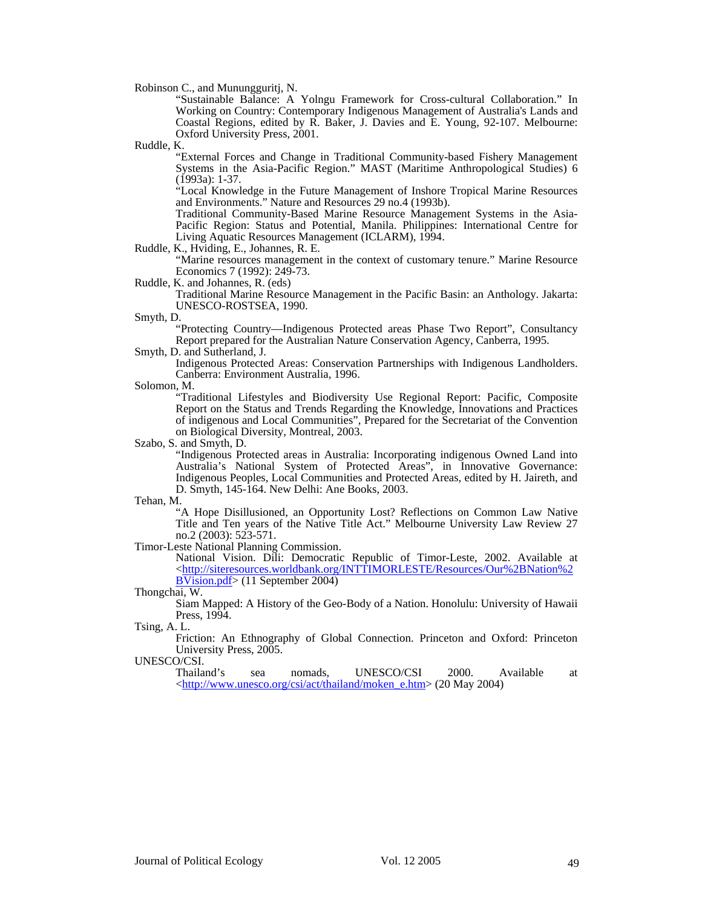Robinson C., and Munungguritj, N.

"Sustainable Balance: A Yolngu Framework for Cross-cultural Collaboration." In Working on Country: Contemporary Indigenous Management of Australia's Lands and Coastal Regions, edited by R. Baker, J. Davies and E. Young, 92-107. Melbourne: Oxford University Press, 2001.

Ruddle, K.

"External Forces and Change in Traditional Community-based Fishery Management Systems in the Asia-Pacific Region." MAST (Maritime Anthropological Studies) 6 (1993a): 1-37.

"Local Knowledge in the Future Management of Inshore Tropical Marine Resources and Environments." Nature and Resources 29 no.4 (1993b).

Traditional Community-Based Marine Resource Management Systems in the Asia-Pacific Region: Status and Potential, Manila. Philippines: International Centre for Living Aquatic Resources Management (ICLARM), 1994.

Ruddle, K., Hviding, E., Johannes, R. E.

"Marine resources management in the context of customary tenure." Marine Resource Economics 7 (1992): 249-73.

Ruddle, K. and Johannes, R. (eds)

Traditional Marine Resource Management in the Pacific Basin: an Anthology. Jakarta: UNESCO-ROSTSEA, 1990.

Smyth, D.

"Protecting Country—Indigenous Protected areas Phase Two Report", Consultancy Report prepared for the Australian Nature Conservation Agency, Canberra, 1995.

Smyth, D. and Sutherland, J.

Indigenous Protected Areas: Conservation Partnerships with Indigenous Landholders. Canberra: Environment Australia, 1996.

Solomon, M.

"Traditional Lifestyles and Biodiversity Use Regional Report: Pacific, Composite Report on the Status and Trends Regarding the Knowledge, Innovations and Practices of indigenous and Local Communities", Prepared for the Secretariat of the Convention on Biological Diversity, Montreal, 2003.

Szabo, S. and Smyth, D.

"Indigenous Protected areas in Australia: Incorporating indigenous Owned Land into Australia's National System of Protected Areas", in Innovative Governance: Indigenous Peoples, Local Communities and Protected Areas, edited by H. Jaireth, and D. Smyth, 145-164. New Delhi: Ane Books, 2003.

Tehan, M.

"A Hope Disillusioned, an Opportunity Lost? Reflections on Common Law Native Title and Ten years of the Native Title Act." Melbourne University Law Review 27 no.2 (2003): 523-571.

Timor-Leste National Planning Commission.

National Vision. Dili: Democratic Republic of Timor-Leste, 2002. Available at <http://siteresources.worldbank.org/INTTIMORLESTE/Resources/Our%2BNation%2BVision.pdf> (11 September 2004)

Thongchai, W.

Siam Mapped: A History of the Geo-Body of a Nation. Honolulu: University of Hawaii Press, 1994.

Tsing, A. L.

Friction: An Ethnography of Global Connection. Princeton and Oxford: Princeton University Press, 2005.

UNESCO/CSI.

Thailand's sea nomads, UNESCO/CSI 2000. Available at <http://www.unesco.org/csi/act/thailand/moken_e.htm> (20 May 2004)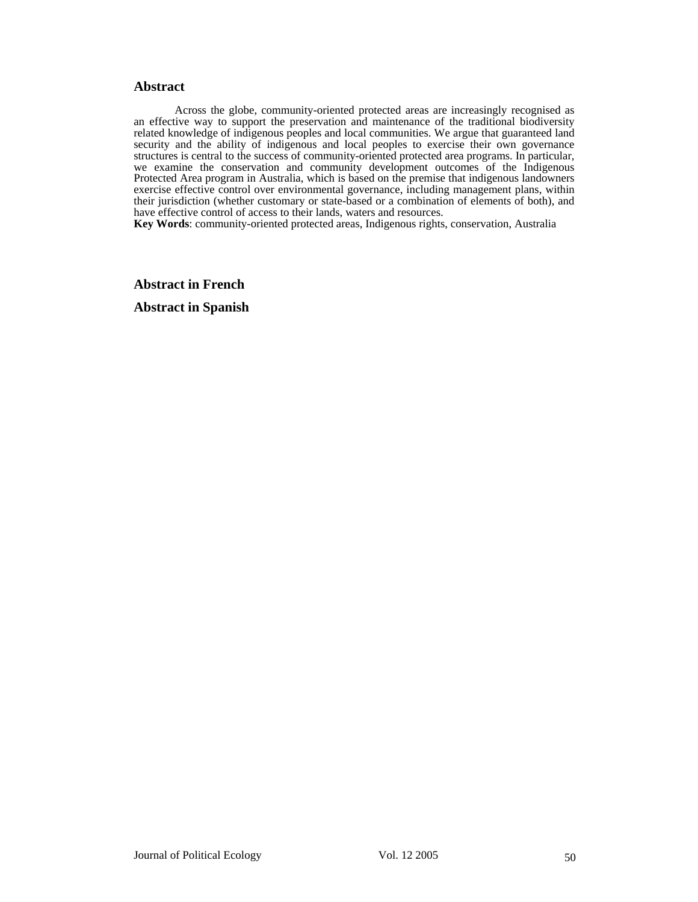## Abstract

Across the globe, community-oriented protected areas are increasingly recognised as an effective way to support the preservation and maintenance of the traditional biodiversity related knowledge of indigenous peoples and local communities. We argue that guaranteed land security and the ability of indigenous and local peoples to exercise their own governance structures is central to the success of community-oriented protected area programs. In particular, we examine the conservation and community development outcomes of the Indigenous Protected Area program in Australia, which is based on the premise that indigenous landowners exercise effective control over environmental governance, including management plans, within their jurisdiction (whether customary or state-based or a combination of elements of both), and have effective control of access to their lands, waters and resources.

**Key Words**: community-oriented protected areas, Indigenous rights, conservation, Australia

## Abstract in French

## Abstract in Spanish